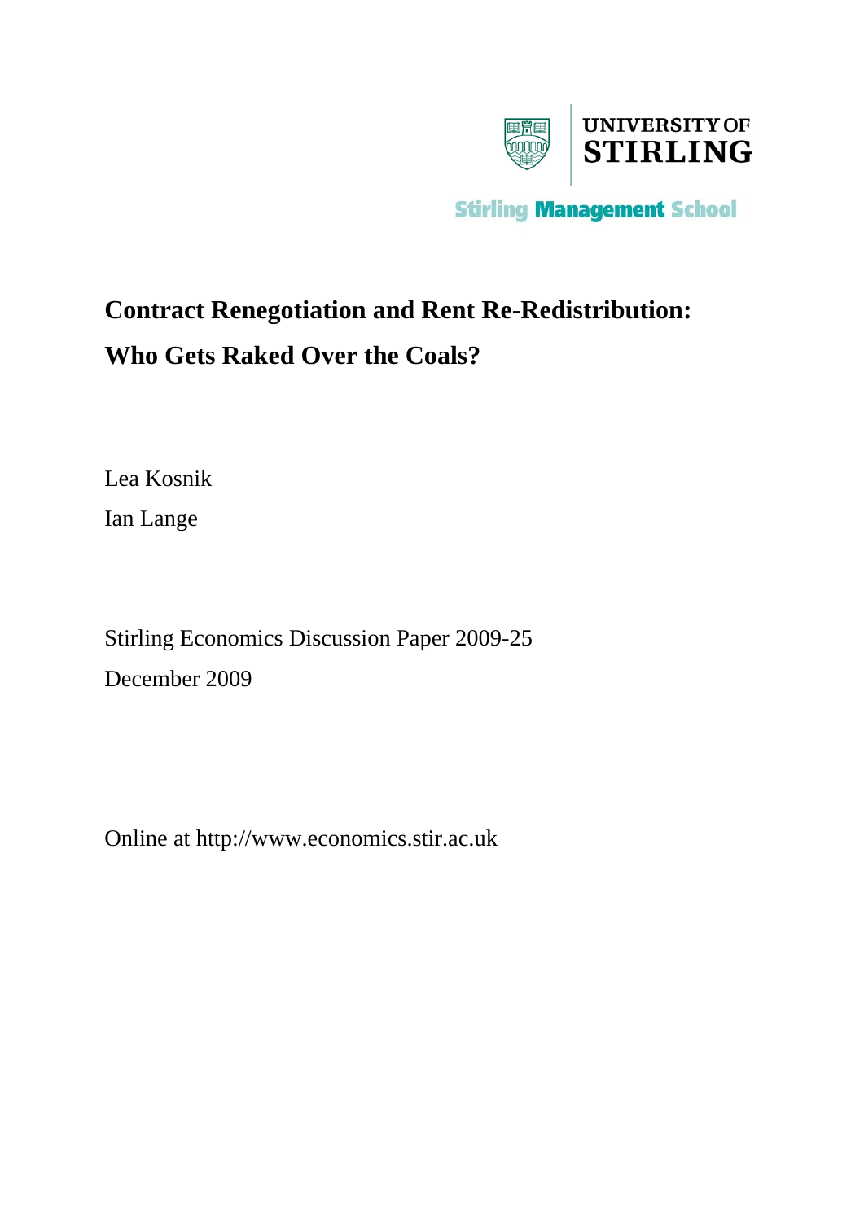UNIVERSITY OF
STIRLING

Stirling Management School

# Contract Renegotiation and Rent Re-Redistribution: Who Gets Raked Over the Coals?

Lea Kosnik

Ian Lange

Stirling Economics Discussion Paper 2009-25

December 2009

Online at http://www.economics.stir.ac.uk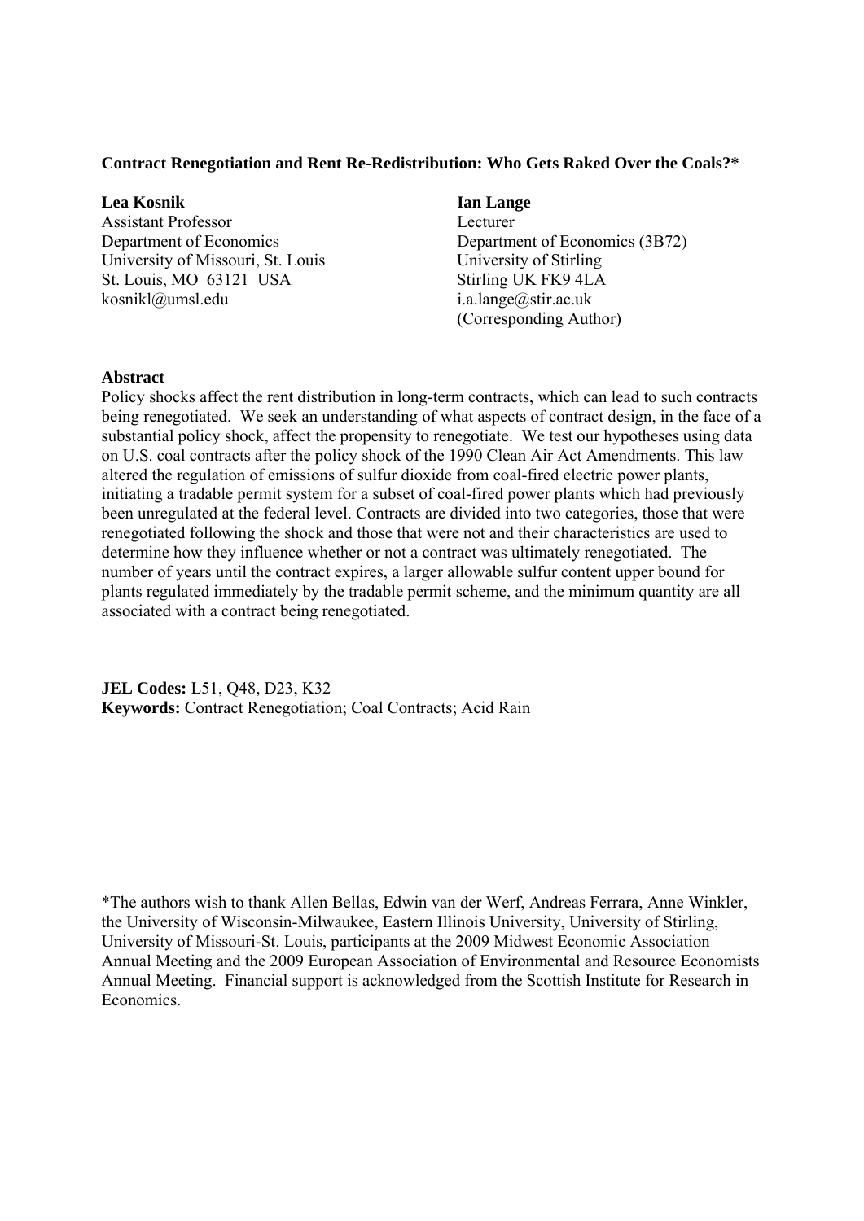**Contract Renegotiation and Rent Re-Redistribution: Who Gets Raked Over the Coals?***

**Lea Kosnik**
Assistant Professor
Department of Economics
University of Missouri, St. Louis
St. Louis, MO 63121 USA
kosnikl@umsl.edu

**Ian Lange**
Lecturer
Department of Economics (3B72)
University of Stirling
Stirling UK FK9 4LA
i.a.lange@stir.ac.uk
(Corresponding Author)

**Abstract**

Policy shocks affect the rent distribution in long-term contracts, which can lead to such contracts being renegotiated. We seek an understanding of what aspects of contract design, in the face of a substantial policy shock, affect the propensity to renegotiate. We test our hypotheses using data on U.S. coal contracts after the policy shock of the 1990 Clean Air Act Amendments. This law altered the regulation of emissions of sulfur dioxide from coal-fired electric power plants, initiating a tradable permit system for a subset of coal-fired power plants which had previously been unregulated at the federal level. Contracts are divided into two categories, those that were renegotiated following the shock and those that were not and their characteristics are used to determine how they influence whether or not a contract was ultimately renegotiated. The number of years until the contract expires, a larger allowable sulfur content upper bound for plants regulated immediately by the tradable permit scheme, and the minimum quantity are all associated with a contract being renegotiated.

**JEL Codes:** L51, Q48, D23, K32
**Keywords:** Contract Renegotiation; Coal Contracts; Acid Rain

*The authors wish to thank Allen Bellas, Edwin van der Werf, Andreas Ferrara, Anne Winkler, the University of Wisconsin-Milwaukee, Eastern Illinois University, University of Stirling, University of Missouri-St. Louis, participants at the 2009 Midwest Economic Association Annual Meeting and the 2009 European Association of Environmental and Resource Economists Annual Meeting. Financial support is acknowledged from the Scottish Institute for Research in Economics.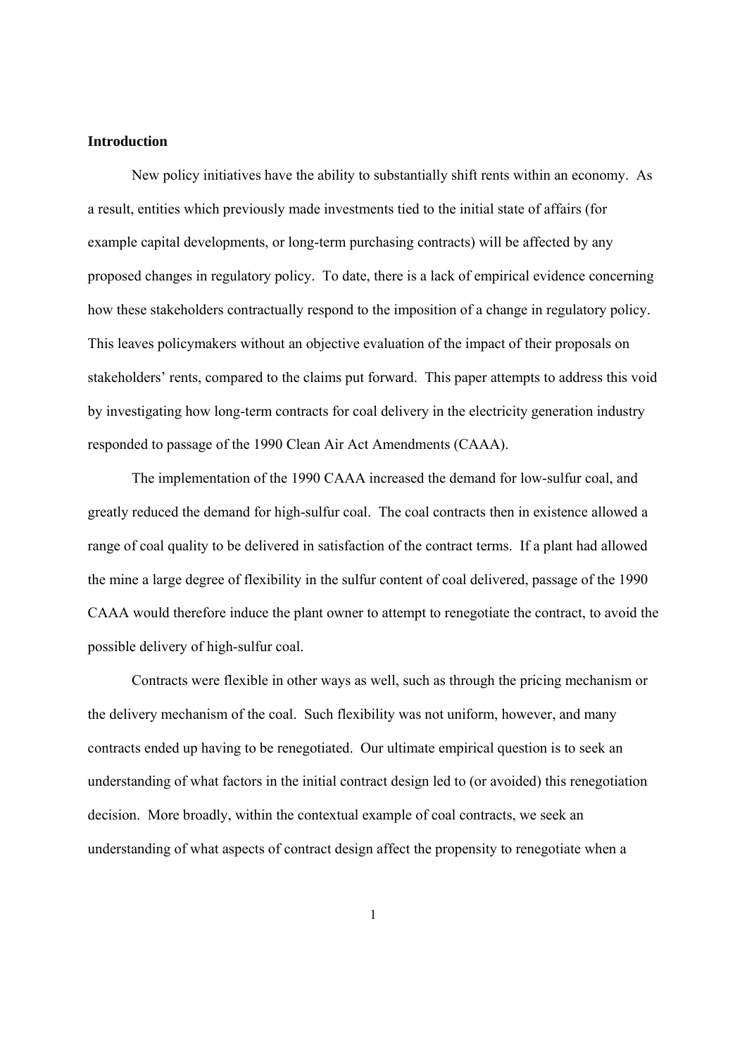**Introduction**

New policy initiatives have the ability to substantially shift rents within an economy. As a result, entities which previously made investments tied to the initial state of affairs (for example capital developments, or long-term purchasing contracts) will be affected by any proposed changes in regulatory policy. To date, there is a lack of empirical evidence concerning how these stakeholders contractually respond to the imposition of a change in regulatory policy. This leaves policymakers without an objective evaluation of the impact of their proposals on stakeholders' rents, compared to the claims put forward. This paper attempts to address this void by investigating how long-term contracts for coal delivery in the electricity generation industry responded to passage of the 1990 Clean Air Act Amendments (CAAA).

The implementation of the 1990 CAAA increased the demand for low-sulfur coal, and greatly reduced the demand for high-sulfur coal. The coal contracts then in existence allowed a range of coal quality to be delivered in satisfaction of the contract terms. If a plant had allowed the mine a large degree of flexibility in the sulfur content of coal delivered, passage of the 1990 CAAA would therefore induce the plant owner to attempt to renegotiate the contract, to avoid the possible delivery of high-sulfur coal.

Contracts were flexible in other ways as well, such as through the pricing mechanism or the delivery mechanism of the coal. Such flexibility was not uniform, however, and many contracts ended up having to be renegotiated. Our ultimate empirical question is to seek an understanding of what factors in the initial contract design led to (or avoided) this renegotiation decision. More broadly, within the contextual example of coal contracts, we seek an understanding of what aspects of contract design affect the propensity to renegotiate when a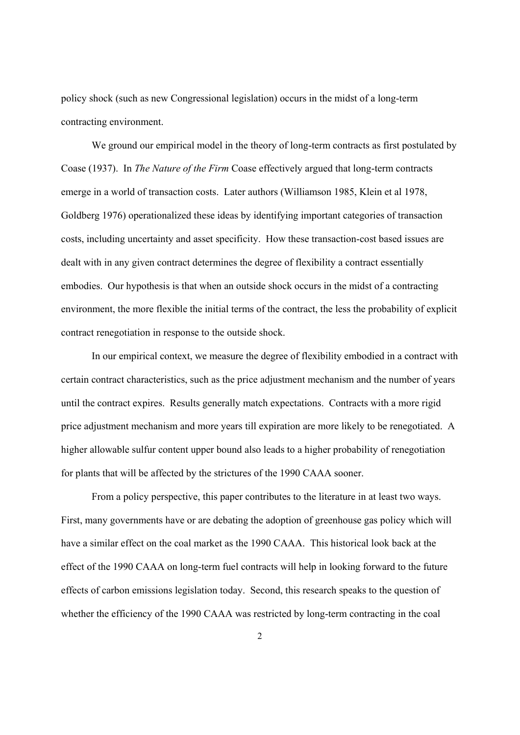policy shock (such as new Congressional legislation) occurs in the midst of a long-term contracting environment.

We ground our empirical model in the theory of long-term contracts as first postulated by Coase (1937). In *The Nature of the Firm* Coase effectively argued that long-term contracts emerge in a world of transaction costs. Later authors (Williamson 1985, Klein et al 1978, Goldberg 1976) operationalized these ideas by identifying important categories of transaction costs, including uncertainty and asset specificity. How these transaction-cost based issues are dealt with in any given contract determines the degree of flexibility a contract essentially embodies. Our hypothesis is that when an outside shock occurs in the midst of a contracting environment, the more flexible the initial terms of the contract, the less the probability of explicit contract renegotiation in response to the outside shock.

In our empirical context, we measure the degree of flexibility embodied in a contract with certain contract characteristics, such as the price adjustment mechanism and the number of years until the contract expires. Results generally match expectations. Contracts with a more rigid price adjustment mechanism and more years till expiration are more likely to be renegotiated. A higher allowable sulfur content upper bound also leads to a higher probability of renegotiation for plants that will be affected by the strictures of the 1990 CAAA sooner.

From a policy perspective, this paper contributes to the literature in at least two ways. First, many governments have or are debating the adoption of greenhouse gas policy which will have a similar effect on the coal market as the 1990 CAAA. This historical look back at the effect of the 1990 CAAA on long-term fuel contracts will help in looking forward to the future effects of carbon emissions legislation today. Second, this research speaks to the question of whether the efficiency of the 1990 CAAA was restricted by long-term contracting in the coal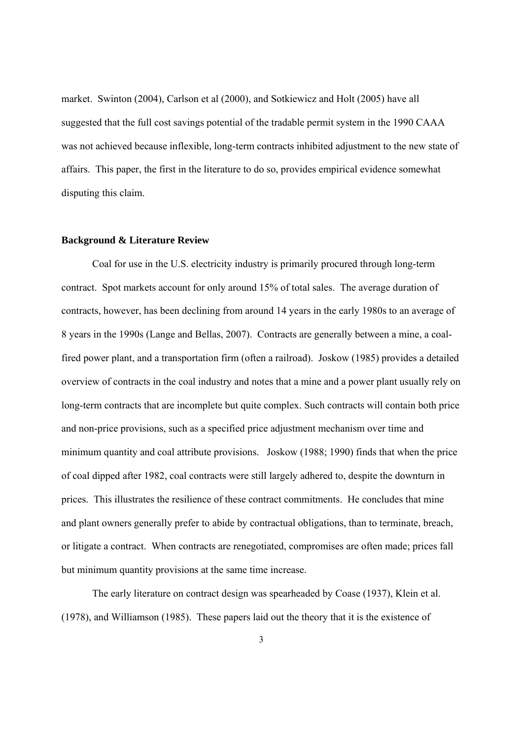market. Swinton (2004), Carlson et al (2000), and Sotkiewicz and Holt (2005) have all suggested that the full cost savings potential of the tradable permit system in the 1990 CAAA was not achieved because inflexible, long-term contracts inhibited adjustment to the new state of affairs. This paper, the first in the literature to do so, provides empirical evidence somewhat disputing this claim.

**Background & Literature Review**

Coal for use in the U.S. electricity industry is primarily procured through long-term contract. Spot markets account for only around 15% of total sales. The average duration of contracts, however, has been declining from around 14 years in the early 1980s to an average of 8 years in the 1990s (Lange and Bellas, 2007). Contracts are generally between a mine, a coal-fired power plant, and a transportation firm (often a railroad). Joskow (1985) provides a detailed overview of contracts in the coal industry and notes that a mine and a power plant usually rely on long-term contracts that are incomplete but quite complex. Such contracts will contain both price and non-price provisions, such as a specified price adjustment mechanism over time and minimum quantity and coal attribute provisions. Joskow (1988; 1990) finds that when the price of coal dipped after 1982, coal contracts were still largely adhered to, despite the downturn in prices. This illustrates the resilience of these contract commitments. He concludes that mine and plant owners generally prefer to abide by contractual obligations, than to terminate, breach, or litigate a contract. When contracts are renegotiated, compromises are often made; prices fall but minimum quantity provisions at the same time increase.

The early literature on contract design was spearheaded by Coase (1937), Klein et al. (1978), and Williamson (1985). These papers laid out the theory that it is the existence of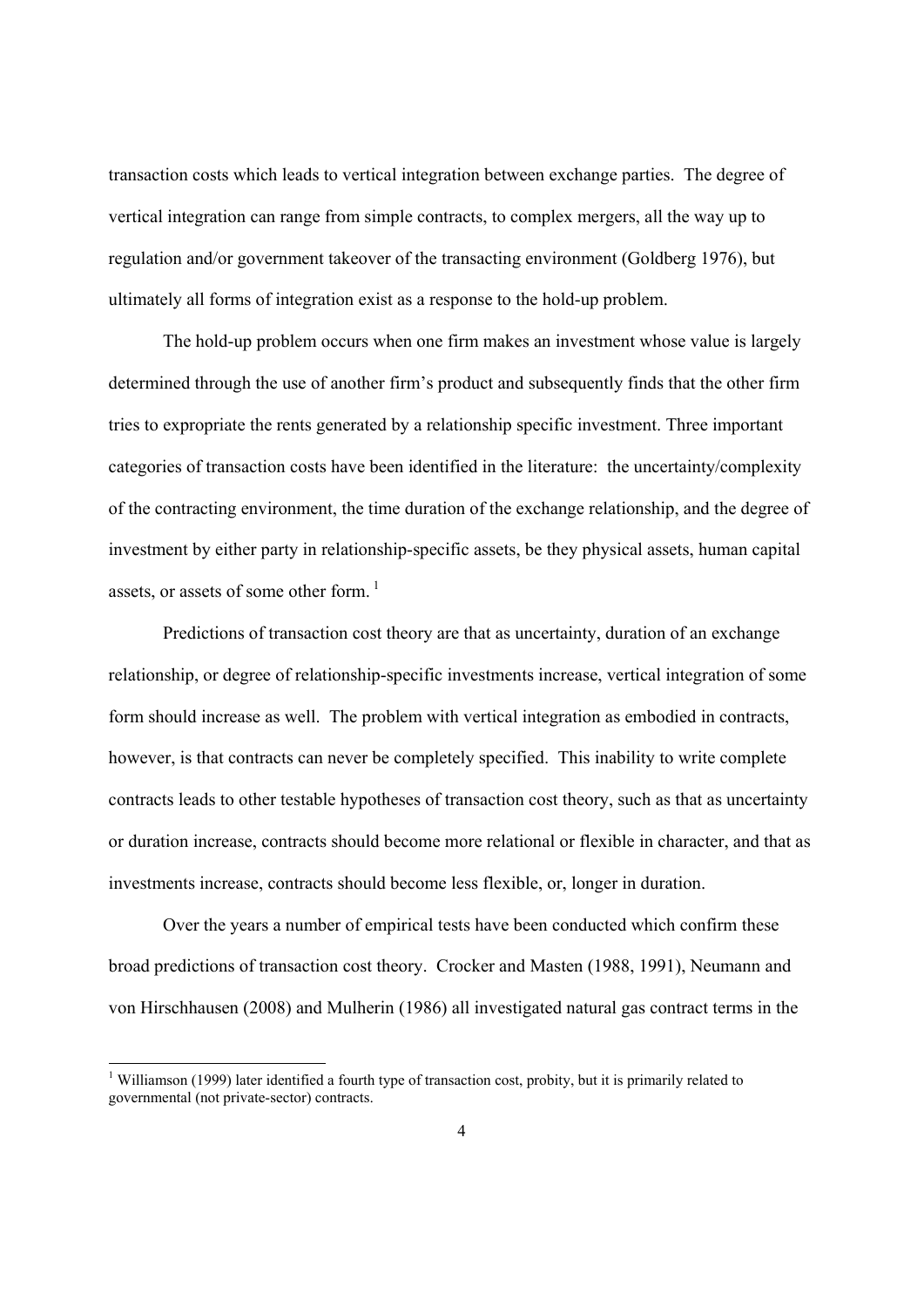transaction costs which leads to vertical integration between exchange parties. The degree of vertical integration can range from simple contracts, to complex mergers, all the way up to regulation and/or government takeover of the transacting environment (Goldberg 1976), but ultimately all forms of integration exist as a response to the hold-up problem.

The hold-up problem occurs when one firm makes an investment whose value is largely determined through the use of another firm's product and subsequently finds that the other firm tries to expropriate the rents generated by a relationship specific investment. Three important categories of transaction costs have been identified in the literature: the uncertainty/complexity of the contracting environment, the time duration of the exchange relationship, and the degree of investment by either party in relationship-specific assets, be they physical assets, human capital assets, or assets of some other form. [1]

Predictions of transaction cost theory are that as uncertainty, duration of an exchange relationship, or degree of relationship-specific investments increase, vertical integration of some form should increase as well. The problem with vertical integration as embodied in contracts, however, is that contracts can never be completely specified. This inability to write complete contracts leads to other testable hypotheses of transaction cost theory, such as that as uncertainty or duration increase, contracts should become more relational or flexible in character, and that as investments increase, contracts should become less flexible, or, longer in duration.

Over the years a number of empirical tests have been conducted which confirm these broad predictions of transaction cost theory. Crocker and Masten (1988, 1991), Neumann and von Hirschhausen (2008) and Mulherin (1986) all investigated natural gas contract terms in the

[1] Williamson (1999) later identified a fourth type of transaction cost, probity, but it is primarily related to governmental (not private-sector) contracts.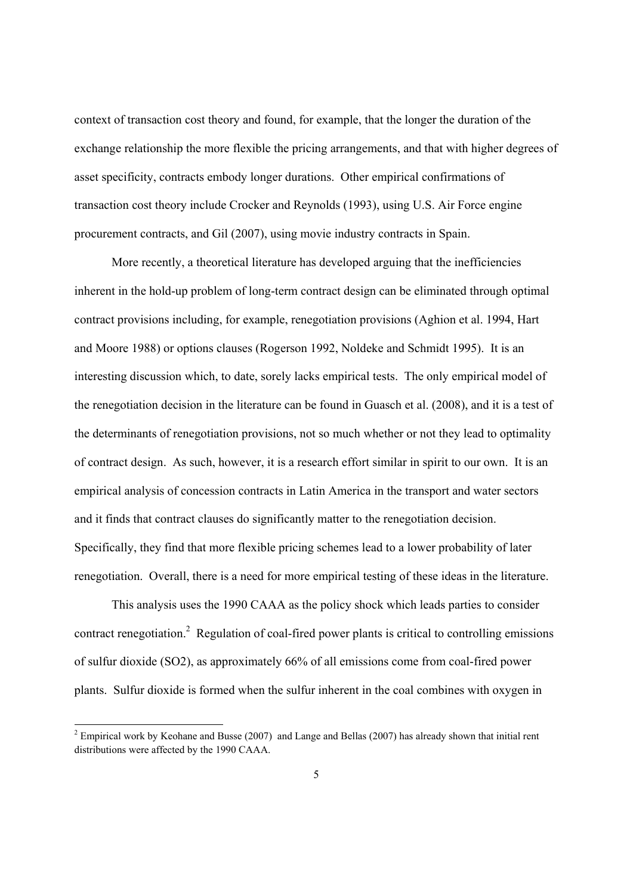context of transaction cost theory and found, for example, that the longer the duration of the exchange relationship the more flexible the pricing arrangements, and that with higher degrees of asset specificity, contracts embody longer durations. Other empirical confirmations of transaction cost theory include Crocker and Reynolds (1993), using U.S. Air Force engine procurement contracts, and Gil (2007), using movie industry contracts in Spain.

More recently, a theoretical literature has developed arguing that the inefficiencies inherent in the hold-up problem of long-term contract design can be eliminated through optimal contract provisions including, for example, renegotiation provisions (Aghion et al. 1994, Hart and Moore 1988) or options clauses (Rogerson 1992, Noldeke and Schmidt 1995). It is an interesting discussion which, to date, sorely lacks empirical tests. The only empirical model of the renegotiation decision in the literature can be found in Guasch et al. (2008), and it is a test of the determinants of renegotiation provisions, not so much whether or not they lead to optimality of contract design. As such, however, it is a research effort similar in spirit to our own. It is an empirical analysis of concession contracts in Latin America in the transport and water sectors and it finds that contract clauses do significantly matter to the renegotiation decision. Specifically, they find that more flexible pricing schemes lead to a lower probability of later renegotiation. Overall, there is a need for more empirical testing of these ideas in the literature.

This analysis uses the 1990 CAAA as the policy shock which leads parties to consider contract renegotiation.[2] Regulation of coal-fired power plants is critical to controlling emissions of sulfur dioxide (SO2), as approximately 66% of all emissions come from coal-fired power plants. Sulfur dioxide is formed when the sulfur inherent in the coal combines with oxygen in

[2] Empirical work by Keohane and Busse (2007) and Lange and Bellas (2007) has already shown that initial rent distributions were affected by the 1990 CAAA.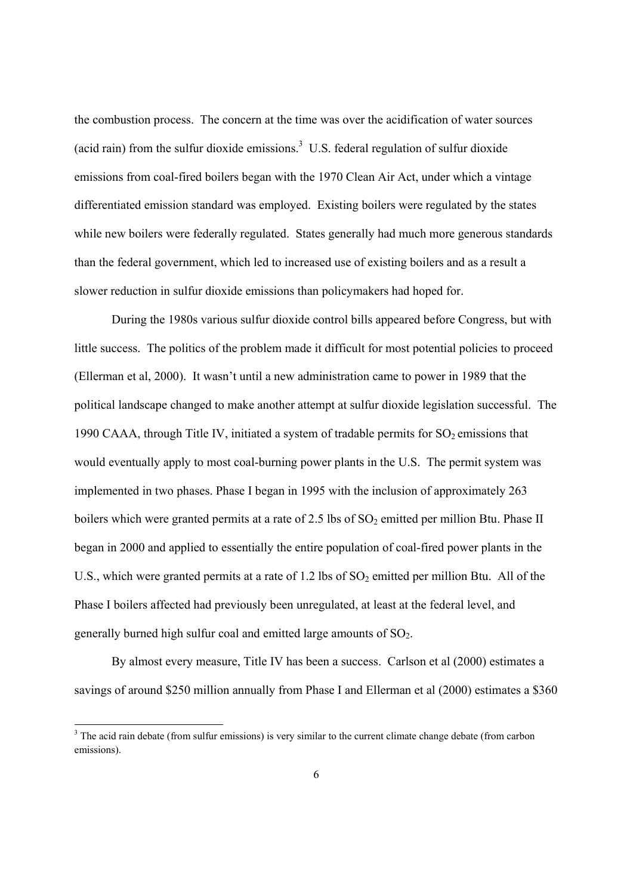the combustion process. The concern at the time was over the acidification of water sources (acid rain) from the sulfur dioxide emissions.[3] U.S. federal regulation of sulfur dioxide emissions from coal-fired boilers began with the 1970 Clean Air Act, under which a vintage differentiated emission standard was employed. Existing boilers were regulated by the states while new boilers were federally regulated. States generally had much more generous standards than the federal government, which led to increased use of existing boilers and as a result a slower reduction in sulfur dioxide emissions than policymakers had hoped for.

During the 1980s various sulfur dioxide control bills appeared before Congress, but with little success. The politics of the problem made it difficult for most potential policies to proceed (Ellerman et al, 2000). It wasn't until a new administration came to power in 1989 that the political landscape changed to make another attempt at sulfur dioxide legislation successful. The 1990 CAAA, through Title IV, initiated a system of tradable permits for $SO_2$ emissions that would eventually apply to most coal-burning power plants in the U.S. The permit system was implemented in two phases. Phase I began in 1995 with the inclusion of approximately 263 boilers which were granted permits at a rate of 2.5 lbs of $SO_2$ emitted per million Btu. Phase II began in 2000 and applied to essentially the entire population of coal-fired power plants in the U.S., which were granted permits at a rate of 1.2 lbs of $SO_2$ emitted per million Btu. All of the Phase I boilers affected had previously been unregulated, at least at the federal level, and generally burned high sulfur coal and emitted large amounts of $SO_2$.

By almost every measure, Title IV has been a success. Carlson et al (2000) estimates a savings of around \$250 million annually from Phase I and Ellerman et al (2000) estimates a \$360

[3] The acid rain debate (from sulfur emissions) is very similar to the current climate change debate (from carbon emissions).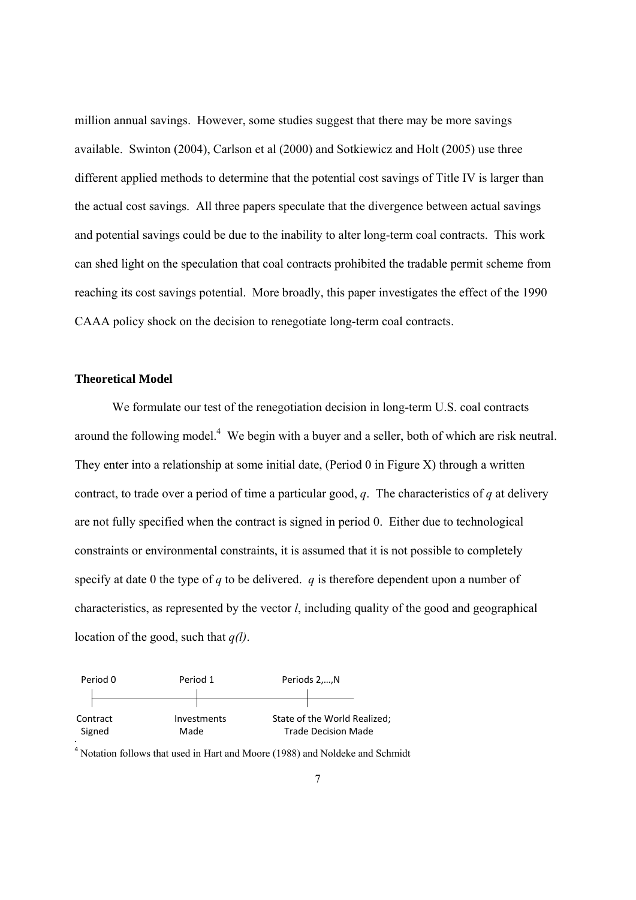million annual savings. However, some studies suggest that there may be more savings available. Swinton (2004), Carlson et al (2000) and Sotkiewicz and Holt (2005) use three different applied methods to determine that the potential cost savings of Title IV is larger than the actual cost savings. All three papers speculate that the divergence between actual savings and potential savings could be due to the inability to alter long-term coal contracts. This work can shed light on the speculation that coal contracts prohibited the tradable permit scheme from reaching its cost savings potential. More broadly, this paper investigates the effect of the 1990 CAAA policy shock on the decision to renegotiate long-term coal contracts.

**Theoretical Model**

We formulate our test of the renegotiation decision in long-term U.S. coal contracts around the following model.[4] We begin with a buyer and a seller, both of which are risk neutral. They enter into a relationship at some initial date, (Period 0 in Figure X) through a written contract, to trade over a period of time a particular good, $q$. The characteristics of $q$ at delivery are not fully specified when the contract is signed in period 0. Either due to technological constraints or environmental constraints, it is assumed that it is not possible to completely specify at date 0 the type of $q$ to be delivered. $q$ is therefore dependent upon a number of characteristics, as represented by the vector $l$, including quality of the good and geographical location of the good, such that $q(l)$.

| Period 0 | Period 1 | Periods 2,…,N |
|---|---|---|
| Contract Signed | Investments Made | State of the World Realized; Trade Decision Made |

[4] Notation follows that used in Hart and Moore (1988) and Noldeke and Schmidt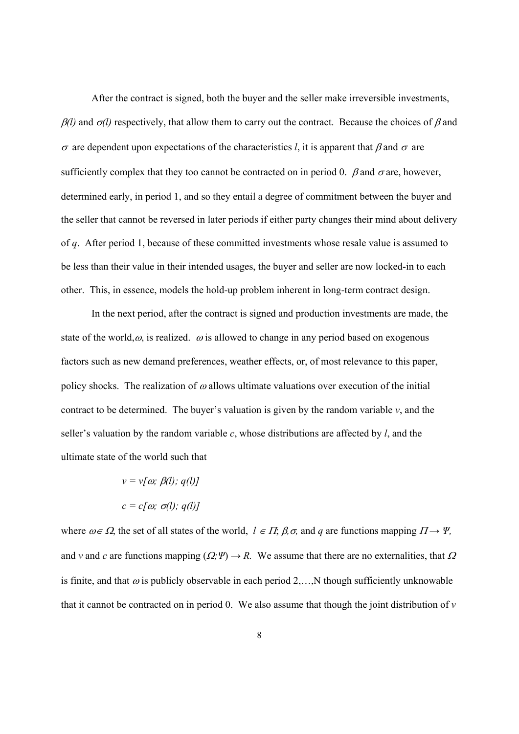After the contract is signed, both the buyer and the seller make irreversible investments, $\beta(l)$ and $\sigma(l)$ respectively, that allow them to carry out the contract. Because the choices of $\beta$ and $\sigma$ are dependent upon expectations of the characteristics $l$, it is apparent that $\beta$ and $\sigma$ are sufficiently complex that they too cannot be contracted on in period 0. $\beta$ and $\sigma$ are, however, determined early, in period 1, and so they entail a degree of commitment between the buyer and the seller that cannot be reversed in later periods if either party changes their mind about delivery of $q$. After period 1, because of these committed investments whose resale value is assumed to be less than their value in their intended usages, the buyer and seller are now locked-in to each other. This, in essence, models the hold-up problem inherent in long-term contract design.

In the next period, after the contract is signed and production investments are made, the state of the world, $\omega$, is realized. $\omega$ is allowed to change in any period based on exogenous factors such as new demand preferences, weather effects, or, of most relevance to this paper, policy shocks. The realization of $\omega$ allows ultimate valuations over execution of the initial contract to be determined. The buyer's valuation is given by the random variable $v$, and the seller's valuation by the random variable $c$, whose distributions are affected by $l$, and the ultimate state of the world such that

$$v = v[\omega;\ \beta(l);\ q(l)]$$

$$c = c[\omega;\ \sigma(l);\ q(l)]$$

where $\omega \in \Omega$, the set of all states of the world, $l \in \Pi$; $\beta, \sigma$, and $q$ are functions mapping $\Pi \rightarrow \Psi$, and $v$ and $c$ are functions mapping $(\Omega; \Psi) \rightarrow R$. We assume that there are no externalities, that $\Omega$ is finite, and that $\omega$ is publicly observable in each period 2,…,N though sufficiently unknowable that it cannot be contracted on in period 0. We also assume that though the joint distribution of $v$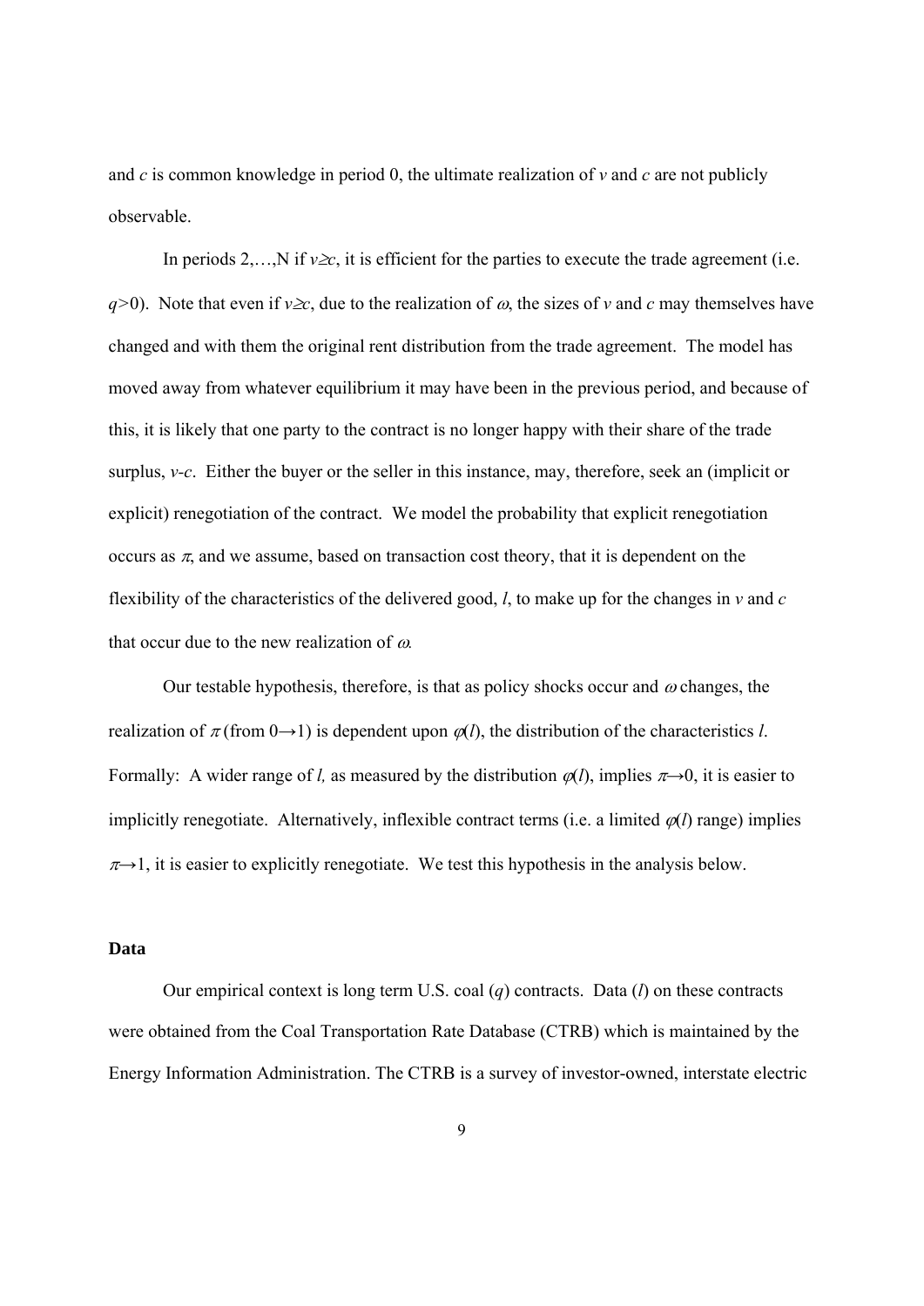and $c$ is common knowledge in period 0, the ultimate realization of $v$ and $c$ are not publicly observable.

In periods 2,…,N if $v \geq c$, it is efficient for the parties to execute the trade agreement (i.e. $q>0$). Note that even if $v \geq c$, due to the realization of $\omega$, the sizes of $v$ and $c$ may themselves have changed and with them the original rent distribution from the trade agreement. The model has moved away from whatever equilibrium it may have been in the previous period, and because of this, it is likely that one party to the contract is no longer happy with their share of the trade surplus, $v$-$c$. Either the buyer or the seller in this instance, may, therefore, seek an (implicit or explicit) renegotiation of the contract. We model the probability that explicit renegotiation occurs as $\pi$, and we assume, based on transaction cost theory, that it is dependent on the flexibility of the characteristics of the delivered good, $l$, to make up for the changes in $v$ and $c$ that occur due to the new realization of $\omega$.

Our testable hypothesis, therefore, is that as policy shocks occur and $\omega$ changes, the realization of $\pi$ (from $0 \rightarrow 1$) is dependent upon $\varphi(l)$, the distribution of the characteristics $l$. Formally: A wider range of $l$, as measured by the distribution $\varphi(l)$, implies $\pi \rightarrow 0$, it is easier to implicitly renegotiate. Alternatively, inflexible contract terms (i.e. a limited $\varphi(l)$ range) implies $\pi \rightarrow 1$, it is easier to explicitly renegotiate. We test this hypothesis in the analysis below.

## Data

Our empirical context is long term U.S. coal ($q$) contracts. Data ($l$) on these contracts were obtained from the Coal Transportation Rate Database (CTRB) which is maintained by the Energy Information Administration. The CTRB is a survey of investor-owned, interstate electric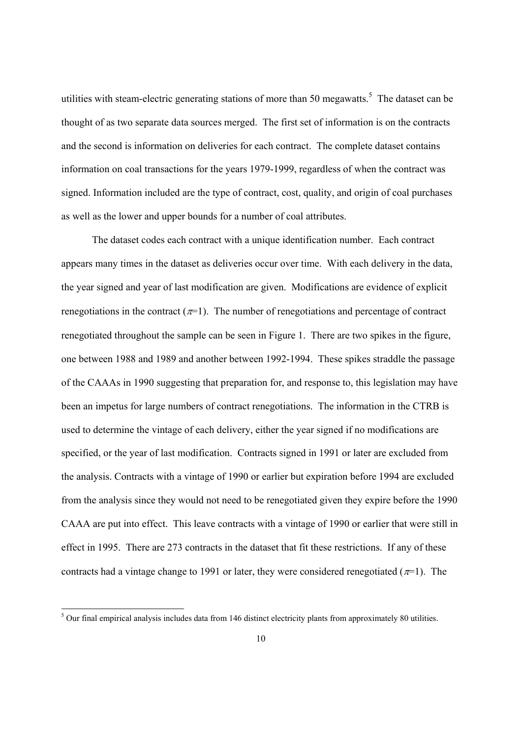utilities with steam-electric generating stations of more than 50 megawatts.[5] The dataset can be thought of as two separate data sources merged. The first set of information is on the contracts and the second is information on deliveries for each contract. The complete dataset contains information on coal transactions for the years 1979-1999, regardless of when the contract was signed. Information included are the type of contract, cost, quality, and origin of coal purchases as well as the lower and upper bounds for a number of coal attributes.

The dataset codes each contract with a unique identification number. Each contract appears many times in the dataset as deliveries occur over time. With each delivery in the data, the year signed and year of last modification are given. Modifications are evidence of explicit renegotiations in the contract ($\pi$=1). The number of renegotiations and percentage of contract renegotiated throughout the sample can be seen in Figure 1. There are two spikes in the figure, one between 1988 and 1989 and another between 1992-1994. These spikes straddle the passage of the CAAAs in 1990 suggesting that preparation for, and response to, this legislation may have been an impetus for large numbers of contract renegotiations. The information in the CTRB is used to determine the vintage of each delivery, either the year signed if no modifications are specified, or the year of last modification. Contracts signed in 1991 or later are excluded from the analysis. Contracts with a vintage of 1990 or earlier but expiration before 1994 are excluded from the analysis since they would not need to be renegotiated given they expire before the 1990 CAAA are put into effect. This leave contracts with a vintage of 1990 or earlier that were still in effect in 1995. There are 273 contracts in the dataset that fit these restrictions. If any of these contracts had a vintage change to 1991 or later, they were considered renegotiated ($\pi$=1). The

[5] Our final empirical analysis includes data from 146 distinct electricity plants from approximately 80 utilities.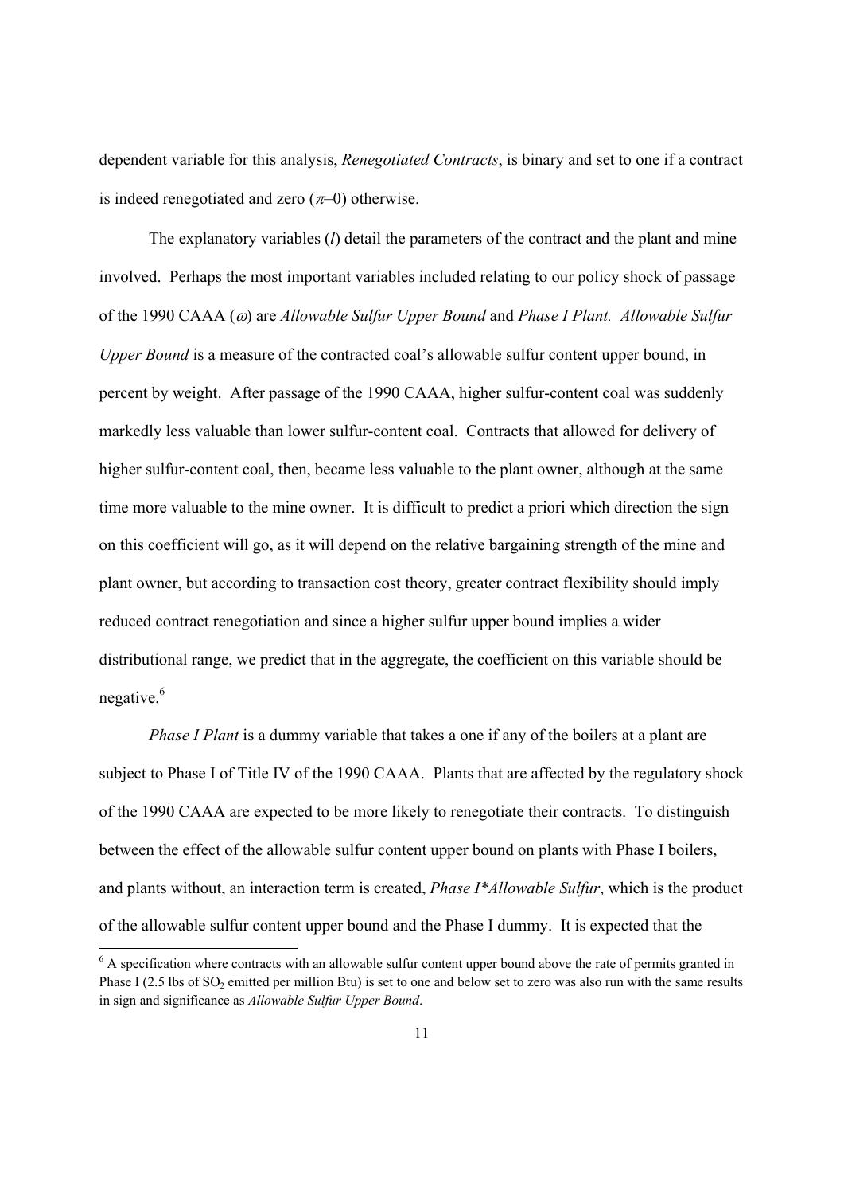dependent variable for this analysis, *Renegotiated Contracts*, is binary and set to one if a contract is indeed renegotiated and zero ($\pi$=0) otherwise.

The explanatory variables ($l$) detail the parameters of the contract and the plant and mine involved. Perhaps the most important variables included relating to our policy shock of passage of the 1990 CAAA ($\omega$) are *Allowable Sulfur Upper Bound* and *Phase I Plant*. *Allowable Sulfur Upper Bound* is a measure of the contracted coal's allowable sulfur content upper bound, in percent by weight. After passage of the 1990 CAAA, higher sulfur-content coal was suddenly markedly less valuable than lower sulfur-content coal. Contracts that allowed for delivery of higher sulfur-content coal, then, became less valuable to the plant owner, although at the same time more valuable to the mine owner. It is difficult to predict a priori which direction the sign on this coefficient will go, as it will depend on the relative bargaining strength of the mine and plant owner, but according to transaction cost theory, greater contract flexibility should imply reduced contract renegotiation and since a higher sulfur upper bound implies a wider distributional range, we predict that in the aggregate, the coefficient on this variable should be negative.[6]

*Phase I Plant* is a dummy variable that takes a one if any of the boilers at a plant are subject to Phase I of Title IV of the 1990 CAAA. Plants that are affected by the regulatory shock of the 1990 CAAA are expected to be more likely to renegotiate their contracts. To distinguish between the effect of the allowable sulfur content upper bound on plants with Phase I boilers, and plants without, an interaction term is created, *Phase I*Allowable Sulfur*, which is the product of the allowable sulfur content upper bound and the Phase I dummy. It is expected that the

[6] A specification where contracts with an allowable sulfur content upper bound above the rate of permits granted in Phase I (2.5 lbs of $SO_2$ emitted per million Btu) is set to one and below set to zero was also run with the same results in sign and significance as *Allowable Sulfur Upper Bound*.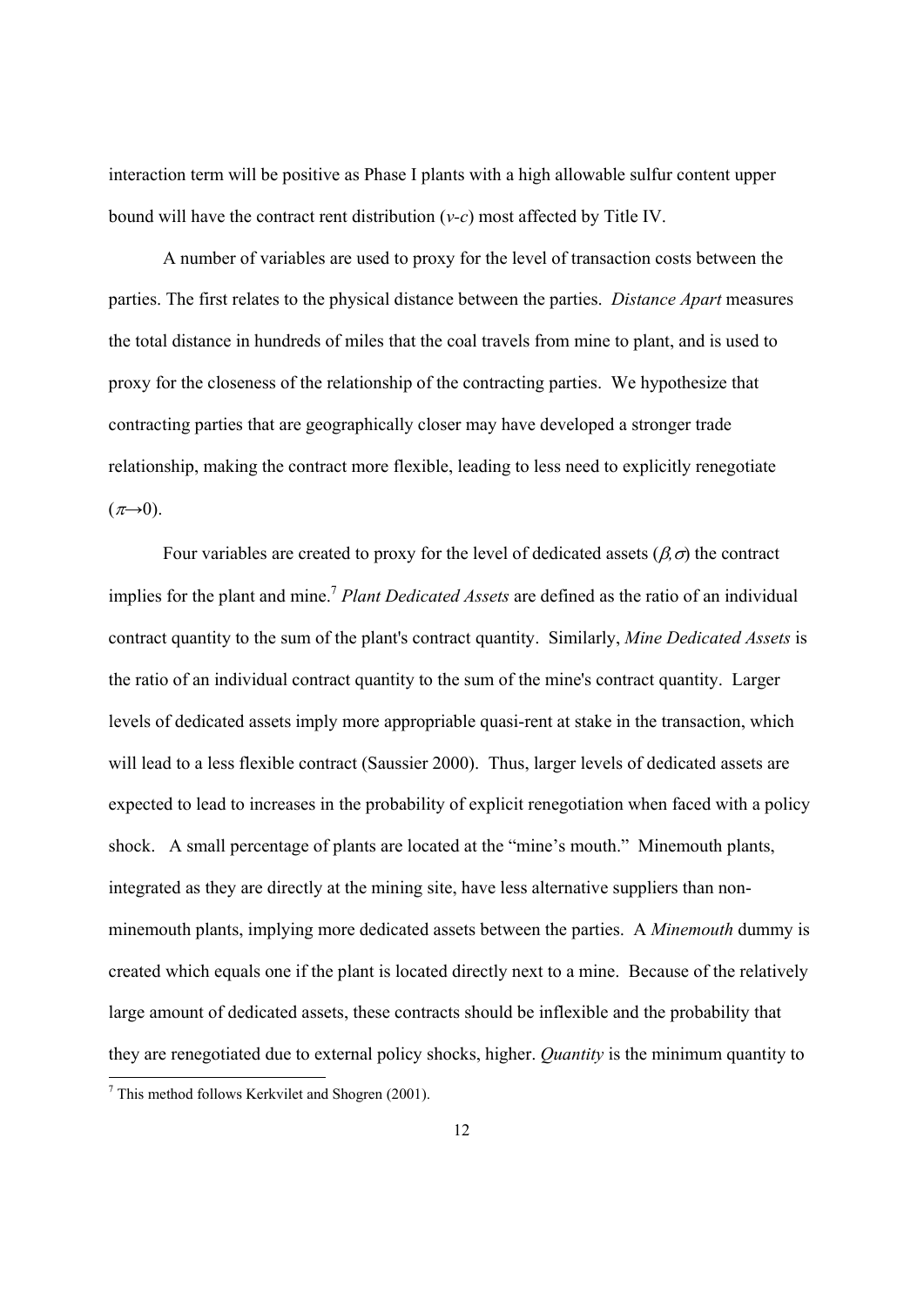interaction term will be positive as Phase I plants with a high allowable sulfur content upper bound will have the contract rent distribution ($v$-$c$) most affected by Title IV.

A number of variables are used to proxy for the level of transaction costs between the parties. The first relates to the physical distance between the parties. *Distance Apart* measures the total distance in hundreds of miles that the coal travels from mine to plant, and is used to proxy for the closeness of the relationship of the contracting parties. We hypothesize that contracting parties that are geographically closer may have developed a stronger trade relationship, making the contract more flexible, leading to less need to explicitly renegotiate ($\pi \rightarrow 0$).

Four variables are created to proxy for the level of dedicated assets ($\beta, \sigma$) the contract implies for the plant and mine.[7] *Plant Dedicated Assets* are defined as the ratio of an individual contract quantity to the sum of the plant's contract quantity. Similarly, *Mine Dedicated Assets* is the ratio of an individual contract quantity to the sum of the mine's contract quantity. Larger levels of dedicated assets imply more appropriable quasi-rent at stake in the transaction, which will lead to a less flexible contract (Saussier 2000). Thus, larger levels of dedicated assets are expected to lead to increases in the probability of explicit renegotiation when faced with a policy shock. A small percentage of plants are located at the "mine's mouth." Minemouth plants, integrated as they are directly at the mining site, have less alternative suppliers than non-minemouth plants, implying more dedicated assets between the parties. A *Minemouth* dummy is created which equals one if the plant is located directly next to a mine. Because of the relatively large amount of dedicated assets, these contracts should be inflexible and the probability that they are renegotiated due to external policy shocks, higher. *Quantity* is the minimum quantity to

[7] This method follows Kerkvilet and Shogren (2001).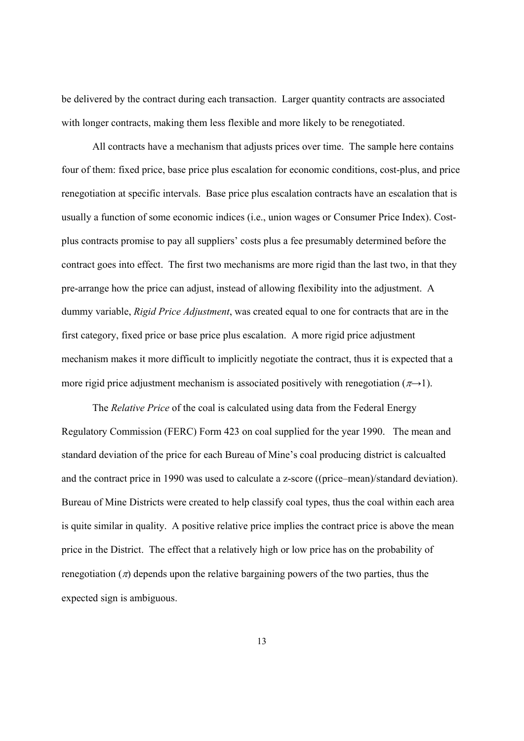be delivered by the contract during each transaction. Larger quantity contracts are associated with longer contracts, making them less flexible and more likely to be renegotiated.

All contracts have a mechanism that adjusts prices over time. The sample here contains four of them: fixed price, base price plus escalation for economic conditions, cost-plus, and price renegotiation at specific intervals. Base price plus escalation contracts have an escalation that is usually a function of some economic indices (i.e., union wages or Consumer Price Index). Cost-plus contracts promise to pay all suppliers' costs plus a fee presumably determined before the contract goes into effect. The first two mechanisms are more rigid than the last two, in that they pre-arrange how the price can adjust, instead of allowing flexibility into the adjustment. A dummy variable, *Rigid Price Adjustment*, was created equal to one for contracts that are in the first category, fixed price or base price plus escalation. A more rigid price adjustment mechanism makes it more difficult to implicitly negotiate the contract, thus it is expected that a more rigid price adjustment mechanism is associated positively with renegotiation ($\pi \rightarrow 1$).

The *Relative Price* of the coal is calculated using data from the Federal Energy Regulatory Commission (FERC) Form 423 on coal supplied for the year 1990. The mean and standard deviation of the price for each Bureau of Mine's coal producing district is calcualted and the contract price in 1990 was used to calculate a z-score ((price–mean)/standard deviation). Bureau of Mine Districts were created to help classify coal types, thus the coal within each area is quite similar in quality. A positive relative price implies the contract price is above the mean price in the District. The effect that a relatively high or low price has on the probability of renegotiation ($\pi$) depends upon the relative bargaining powers of the two parties, thus the expected sign is ambiguous.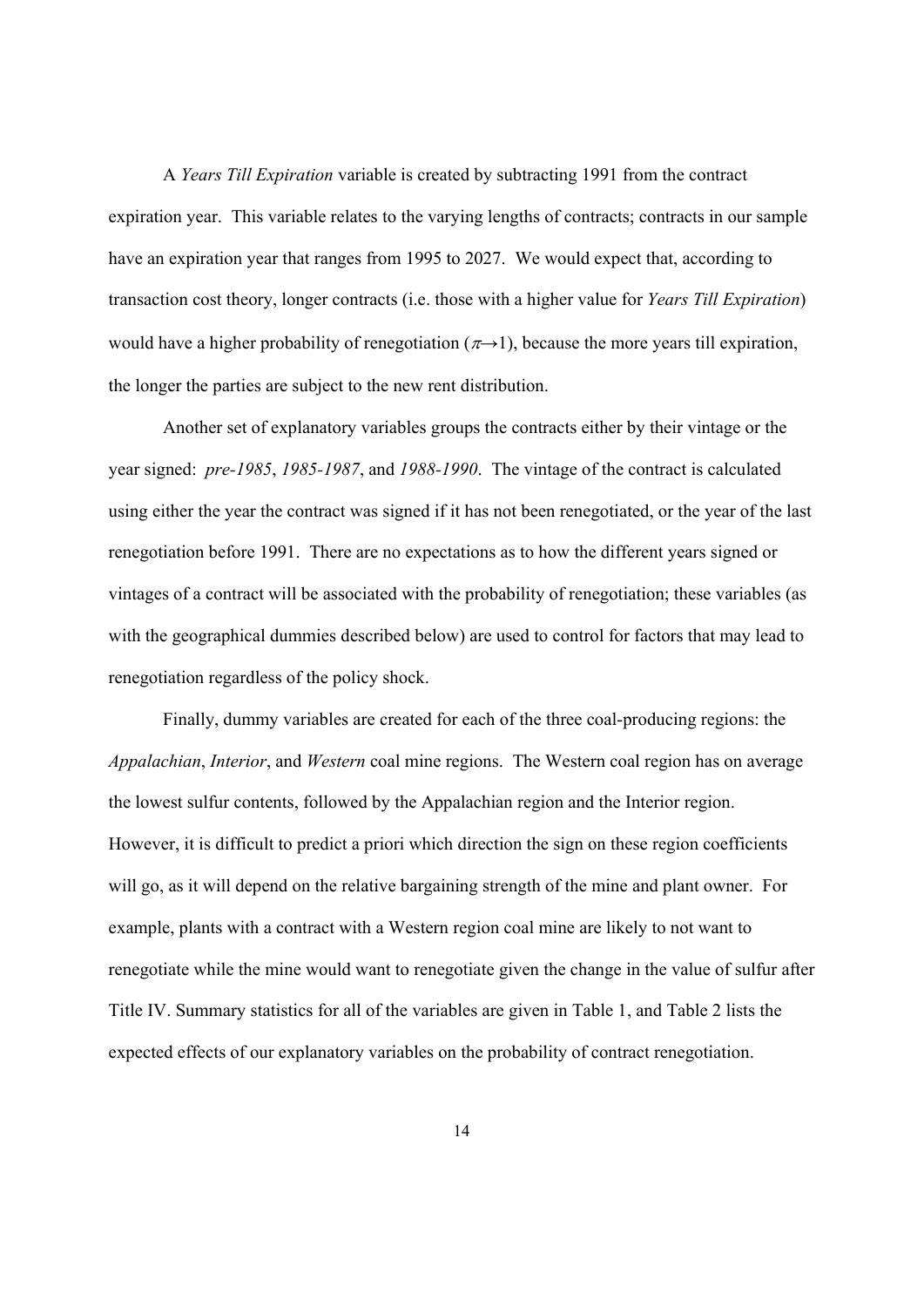A *Years Till Expiration* variable is created by subtracting 1991 from the contract expiration year. This variable relates to the varying lengths of contracts; contracts in our sample have an expiration year that ranges from 1995 to 2027. We would expect that, according to transaction cost theory, longer contracts (i.e. those with a higher value for *Years Till Expiration*) would have a higher probability of renegotiation ($\pi \rightarrow 1$), because the more years till expiration, the longer the parties are subject to the new rent distribution.

Another set of explanatory variables groups the contracts either by their vintage or the year signed: *pre-1985*, *1985-1987*, and *1988-1990*. The vintage of the contract is calculated using either the year the contract was signed if it has not been renegotiated, or the year of the last renegotiation before 1991. There are no expectations as to how the different years signed or vintages of a contract will be associated with the probability of renegotiation; these variables (as with the geographical dummies described below) are used to control for factors that may lead to renegotiation regardless of the policy shock.

Finally, dummy variables are created for each of the three coal-producing regions: the *Appalachian*, *Interior*, and *Western* coal mine regions. The Western coal region has on average the lowest sulfur contents, followed by the Appalachian region and the Interior region. However, it is difficult to predict a priori which direction the sign on these region coefficients will go, as it will depend on the relative bargaining strength of the mine and plant owner. For example, plants with a contract with a Western region coal mine are likely to not want to renegotiate while the mine would want to renegotiate given the change in the value of sulfur after Title IV. Summary statistics for all of the variables are given in Table 1, and Table 2 lists the expected effects of our explanatory variables on the probability of contract renegotiation.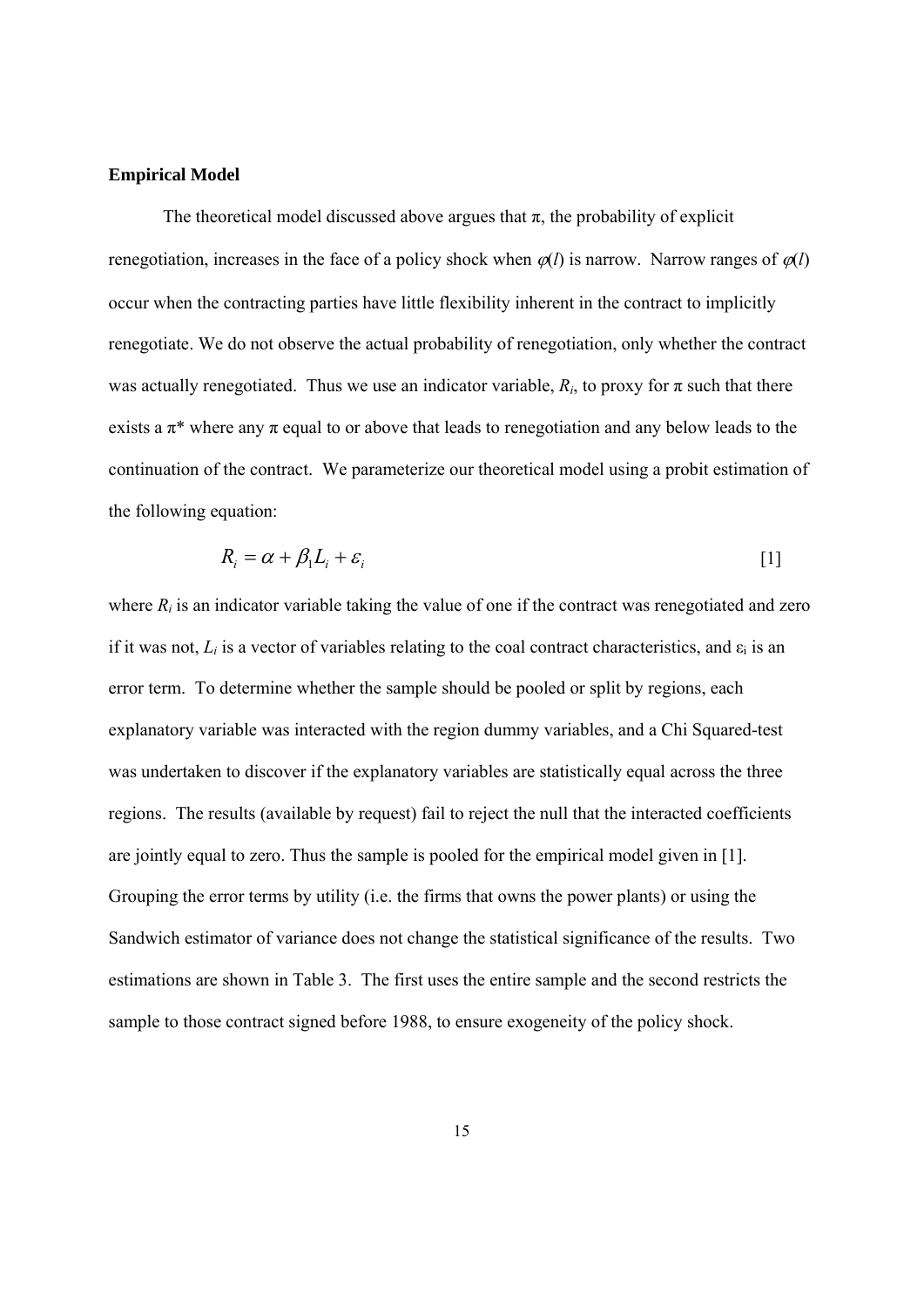**Empirical Model**

The theoretical model discussed above argues that $\pi$, the probability of explicit renegotiation, increases in the face of a policy shock when $\varphi(l)$ is narrow. Narrow ranges of $\varphi(l)$ occur when the contracting parties have little flexibility inherent in the contract to implicitly renegotiate. We do not observe the actual probability of renegotiation, only whether the contract was actually renegotiated. Thus we use an indicator variable, $R_i$, to proxy for $\pi$ such that there exists a $\pi^*$ where any $\pi$ equal to or above that leads to renegotiation and any below leads to the continuation of the contract. We parameterize our theoretical model using a probit estimation of the following equation:

$$R_i = \alpha + \beta_1 L_i + \varepsilon_i \qquad [1]$$

where $R_i$ is an indicator variable taking the value of one if the contract was renegotiated and zero if it was not, $L_i$ is a vector of variables relating to the coal contract characteristics, and $\varepsilon_i$ is an error term. To determine whether the sample should be pooled or split by regions, each explanatory variable was interacted with the region dummy variables, and a Chi Squared-test was undertaken to discover if the explanatory variables are statistically equal across the three regions. The results (available by request) fail to reject the null that the interacted coefficients are jointly equal to zero. Thus the sample is pooled for the empirical model given in [1]. Grouping the error terms by utility (i.e. the firms that owns the power plants) or using the Sandwich estimator of variance does not change the statistical significance of the results. Two estimations are shown in Table 3. The first uses the entire sample and the second restricts the sample to those contract signed before 1988, to ensure exogeneity of the policy shock.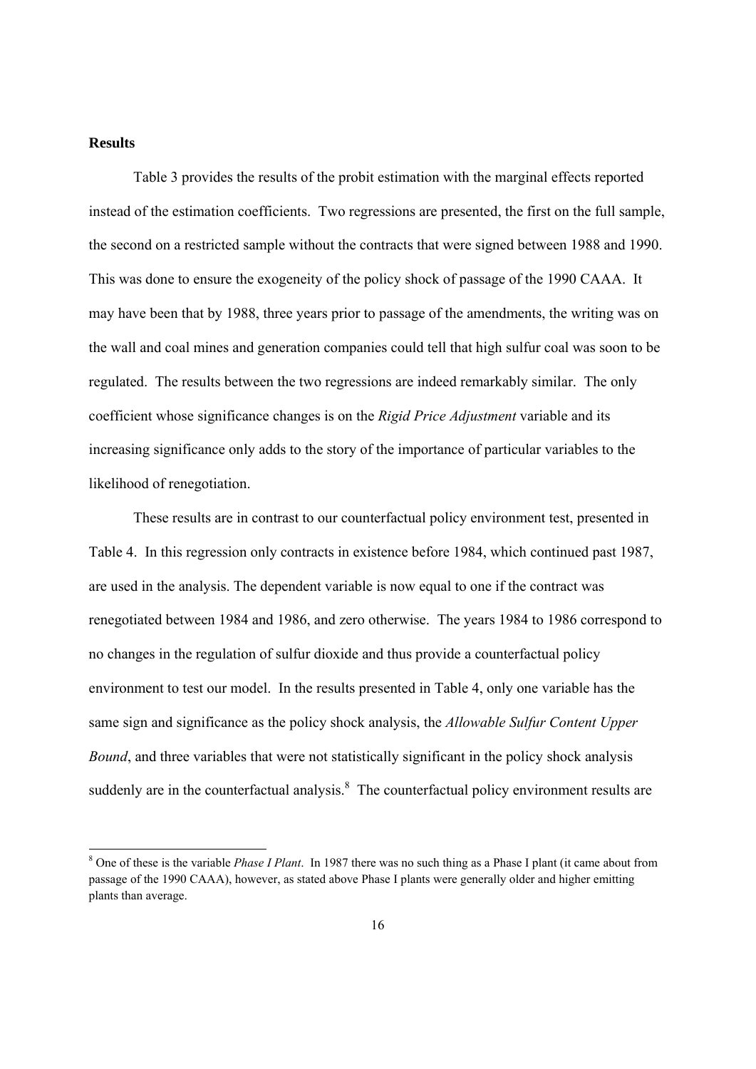**Results**

Table 3 provides the results of the probit estimation with the marginal effects reported instead of the estimation coefficients. Two regressions are presented, the first on the full sample, the second on a restricted sample without the contracts that were signed between 1988 and 1990. This was done to ensure the exogeneity of the policy shock of passage of the 1990 CAAA. It may have been that by 1988, three years prior to passage of the amendments, the writing was on the wall and coal mines and generation companies could tell that high sulfur coal was soon to be regulated. The results between the two regressions are indeed remarkably similar. The only coefficient whose significance changes is on the *Rigid Price Adjustment* variable and its increasing significance only adds to the story of the importance of particular variables to the likelihood of renegotiation.

These results are in contrast to our counterfactual policy environment test, presented in Table 4. In this regression only contracts in existence before 1984, which continued past 1987, are used in the analysis. The dependent variable is now equal to one if the contract was renegotiated between 1984 and 1986, and zero otherwise. The years 1984 to 1986 correspond to no changes in the regulation of sulfur dioxide and thus provide a counterfactual policy environment to test our model. In the results presented in Table 4, only one variable has the same sign and significance as the policy shock analysis, the *Allowable Sulfur Content Upper Bound*, and three variables that were not statistically significant in the policy shock analysis suddenly are in the counterfactual analysis.[8] The counterfactual policy environment results are

[8] One of these is the variable *Phase I Plant*. In 1987 there was no such thing as a Phase I plant (it came about from passage of the 1990 CAAA), however, as stated above Phase I plants were generally older and higher emitting plants than average.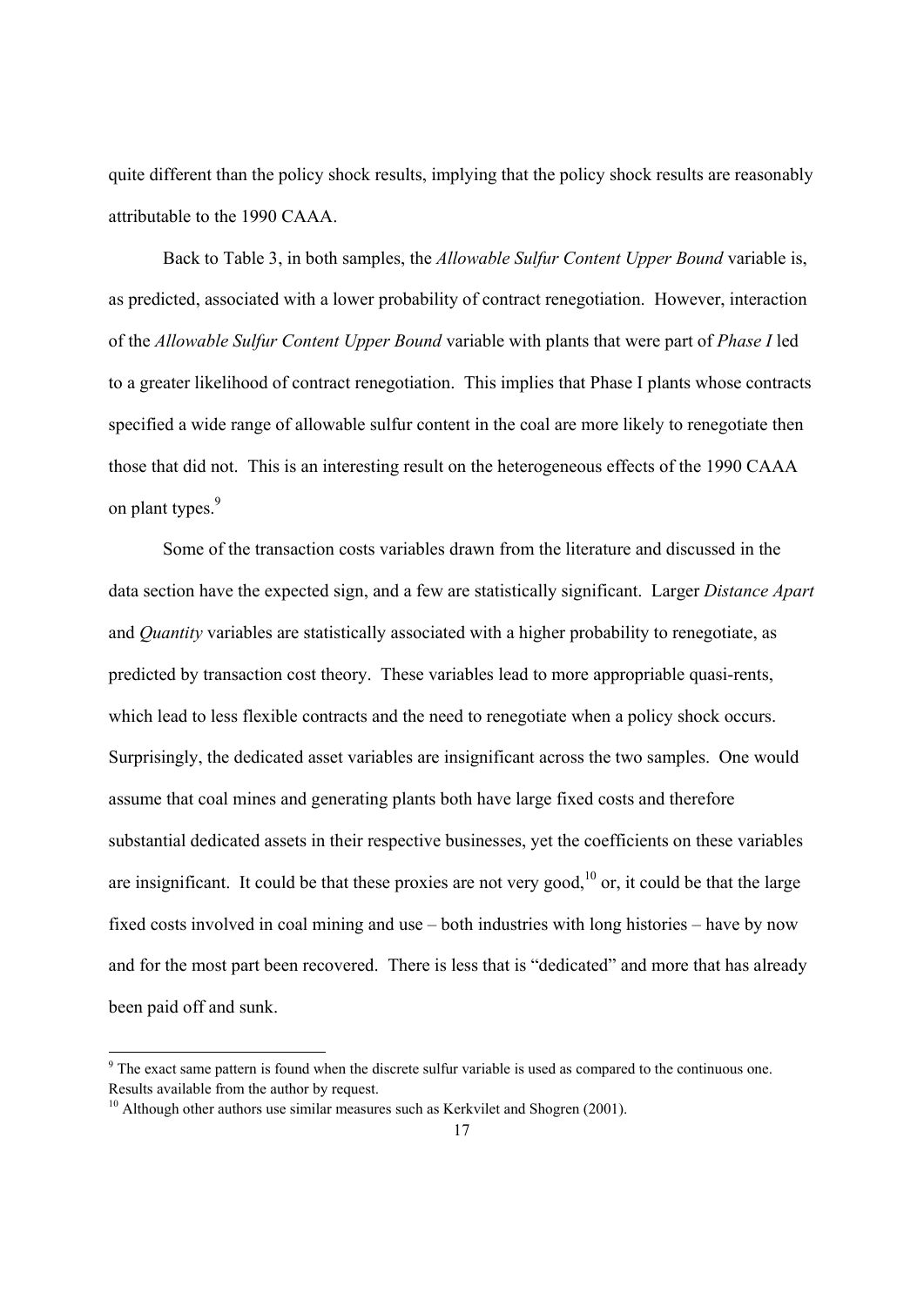quite different than the policy shock results, implying that the policy shock results are reasonably attributable to the 1990 CAAA.

Back to Table 3, in both samples, the *Allowable Sulfur Content Upper Bound* variable is, as predicted, associated with a lower probability of contract renegotiation. However, interaction of the *Allowable Sulfur Content Upper Bound* variable with plants that were part of *Phase I* led to a greater likelihood of contract renegotiation. This implies that Phase I plants whose contracts specified a wide range of allowable sulfur content in the coal are more likely to renegotiate then those that did not. This is an interesting result on the heterogeneous effects of the 1990 CAAA on plant types.[9]

Some of the transaction costs variables drawn from the literature and discussed in the data section have the expected sign, and a few are statistically significant. Larger *Distance Apart* and *Quantity* variables are statistically associated with a higher probability to renegotiate, as predicted by transaction cost theory. These variables lead to more appropriable quasi-rents, which lead to less flexible contracts and the need to renegotiate when a policy shock occurs. Surprisingly, the dedicated asset variables are insignificant across the two samples. One would assume that coal mines and generating plants both have large fixed costs and therefore substantial dedicated assets in their respective businesses, yet the coefficients on these variables are insignificant. It could be that these proxies are not very good,[10] or, it could be that the large fixed costs involved in coal mining and use – both industries with long histories – have by now and for the most part been recovered. There is less that is "dedicated" and more that has already been paid off and sunk.

---

[9] The exact same pattern is found when the discrete sulfur variable is used as compared to the continuous one. Results available from the author by request.

[10] Although other authors use similar measures such as Kerkvilet and Shogren (2001).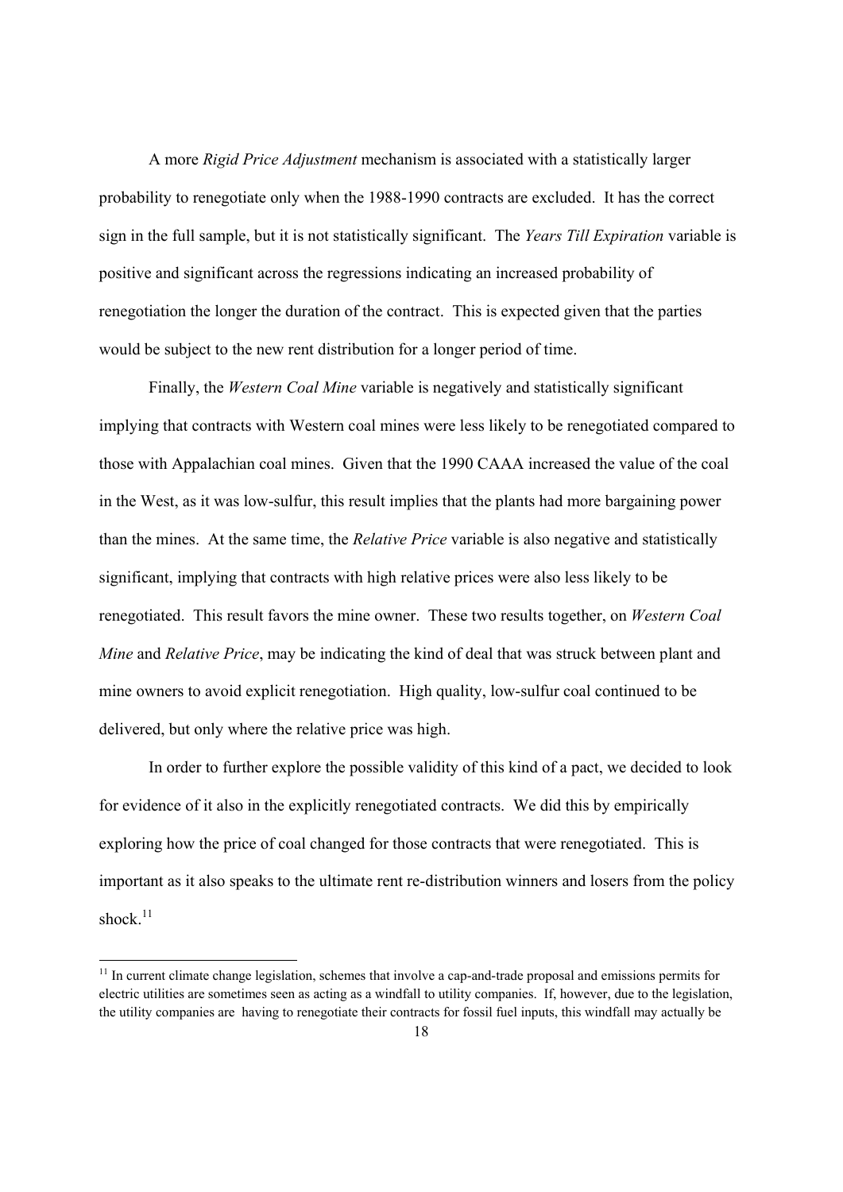A more *Rigid Price Adjustment* mechanism is associated with a statistically larger probability to renegotiate only when the 1988-1990 contracts are excluded. It has the correct sign in the full sample, but it is not statistically significant. The *Years Till Expiration* variable is positive and significant across the regressions indicating an increased probability of renegotiation the longer the duration of the contract. This is expected given that the parties would be subject to the new rent distribution for a longer period of time.

Finally, the *Western Coal Mine* variable is negatively and statistically significant implying that contracts with Western coal mines were less likely to be renegotiated compared to those with Appalachian coal mines. Given that the 1990 CAAA increased the value of the coal in the West, as it was low-sulfur, this result implies that the plants had more bargaining power than the mines. At the same time, the *Relative Price* variable is also negative and statistically significant, implying that contracts with high relative prices were also less likely to be renegotiated. This result favors the mine owner. These two results together, on *Western Coal Mine* and *Relative Price*, may be indicating the kind of deal that was struck between plant and mine owners to avoid explicit renegotiation. High quality, low-sulfur coal continued to be delivered, but only where the relative price was high.

In order to further explore the possible validity of this kind of a pact, we decided to look for evidence of it also in the explicitly renegotiated contracts. We did this by empirically exploring how the price of coal changed for those contracts that were renegotiated. This is important as it also speaks to the ultimate rent re-distribution winners and losers from the policy shock.[11]

[11] In current climate change legislation, schemes that involve a cap-and-trade proposal and emissions permits for electric utilities are sometimes seen as acting as a windfall to utility companies. If, however, due to the legislation, the utility companies are having to renegotiate their contracts for fossil fuel inputs, this windfall may actually be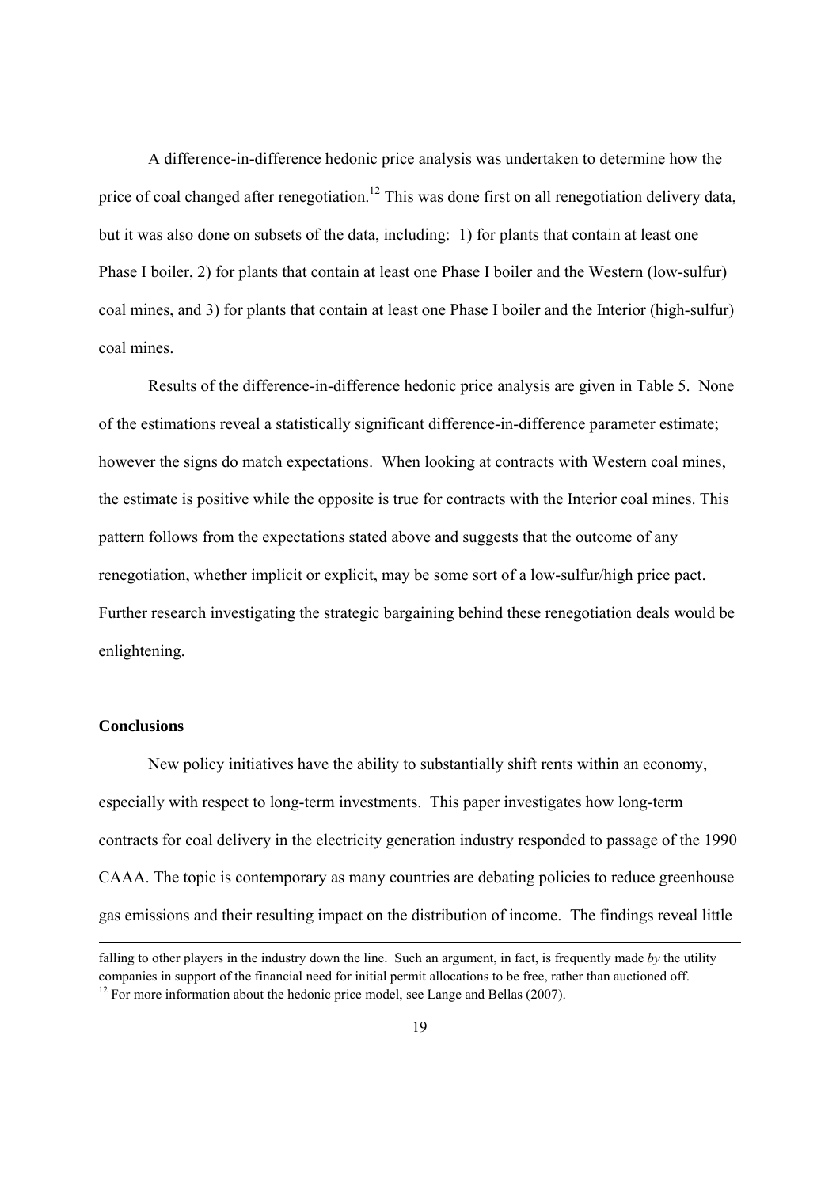A difference-in-difference hedonic price analysis was undertaken to determine how the price of coal changed after renegotiation.[12] This was done first on all renegotiation delivery data, but it was also done on subsets of the data, including: 1) for plants that contain at least one Phase I boiler, 2) for plants that contain at least one Phase I boiler and the Western (low-sulfur) coal mines, and 3) for plants that contain at least one Phase I boiler and the Interior (high-sulfur) coal mines.

Results of the difference-in-difference hedonic price analysis are given in Table 5. None of the estimations reveal a statistically significant difference-in-difference parameter estimate; however the signs do match expectations. When looking at contracts with Western coal mines, the estimate is positive while the opposite is true for contracts with the Interior coal mines. This pattern follows from the expectations stated above and suggests that the outcome of any renegotiation, whether implicit or explicit, may be some sort of a low-sulfur/high price pact. Further research investigating the strategic bargaining behind these renegotiation deals would be enlightening.

**Conclusions**

New policy initiatives have the ability to substantially shift rents within an economy, especially with respect to long-term investments. This paper investigates how long-term contracts for coal delivery in the electricity generation industry responded to passage of the 1990 CAAA. The topic is contemporary as many countries are debating policies to reduce greenhouse gas emissions and their resulting impact on the distribution of income. The findings reveal little

falling to other players in the industry down the line. Such an argument, in fact, is frequently made *by* the utility companies in support of the financial need for initial permit allocations to be free, rather than auctioned off.

[12] For more information about the hedonic price model, see Lange and Bellas (2007).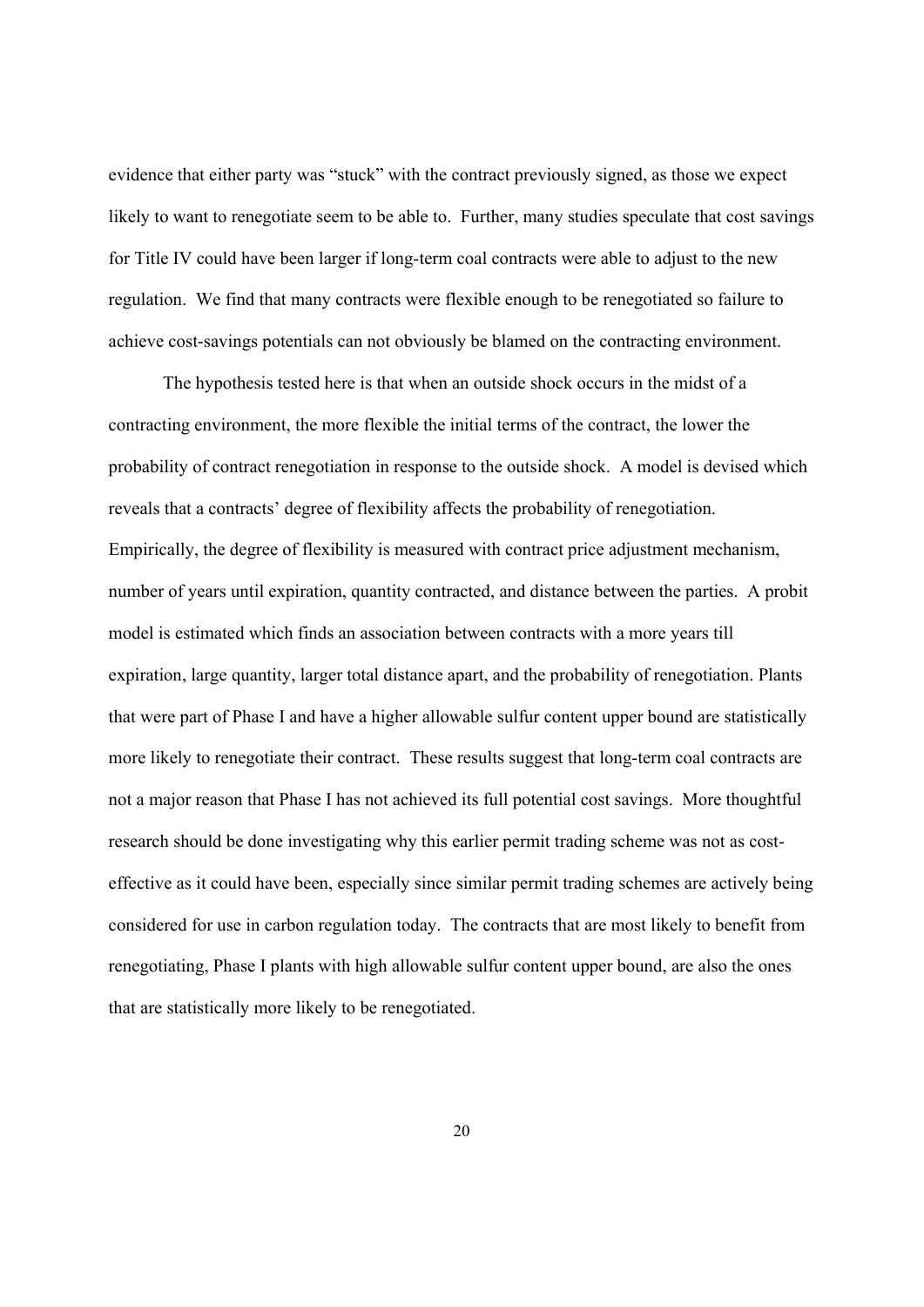evidence that either party was "stuck" with the contract previously signed, as those we expect likely to want to renegotiate seem to be able to. Further, many studies speculate that cost savings for Title IV could have been larger if long-term coal contracts were able to adjust to the new regulation. We find that many contracts were flexible enough to be renegotiated so failure to achieve cost-savings potentials can not obviously be blamed on the contracting environment.

The hypothesis tested here is that when an outside shock occurs in the midst of a contracting environment, the more flexible the initial terms of the contract, the lower the probability of contract renegotiation in response to the outside shock. A model is devised which reveals that a contracts' degree of flexibility affects the probability of renegotiation. Empirically, the degree of flexibility is measured with contract price adjustment mechanism, number of years until expiration, quantity contracted, and distance between the parties. A probit model is estimated which finds an association between contracts with a more years till expiration, large quantity, larger total distance apart, and the probability of renegotiation. Plants that were part of Phase I and have a higher allowable sulfur content upper bound are statistically more likely to renegotiate their contract. These results suggest that long-term coal contracts are not a major reason that Phase I has not achieved its full potential cost savings. More thoughtful research should be done investigating why this earlier permit trading scheme was not as cost-effective as it could have been, especially since similar permit trading schemes are actively being considered for use in carbon regulation today. The contracts that are most likely to benefit from renegotiating, Phase I plants with high allowable sulfur content upper bound, are also the ones that are statistically more likely to be renegotiated.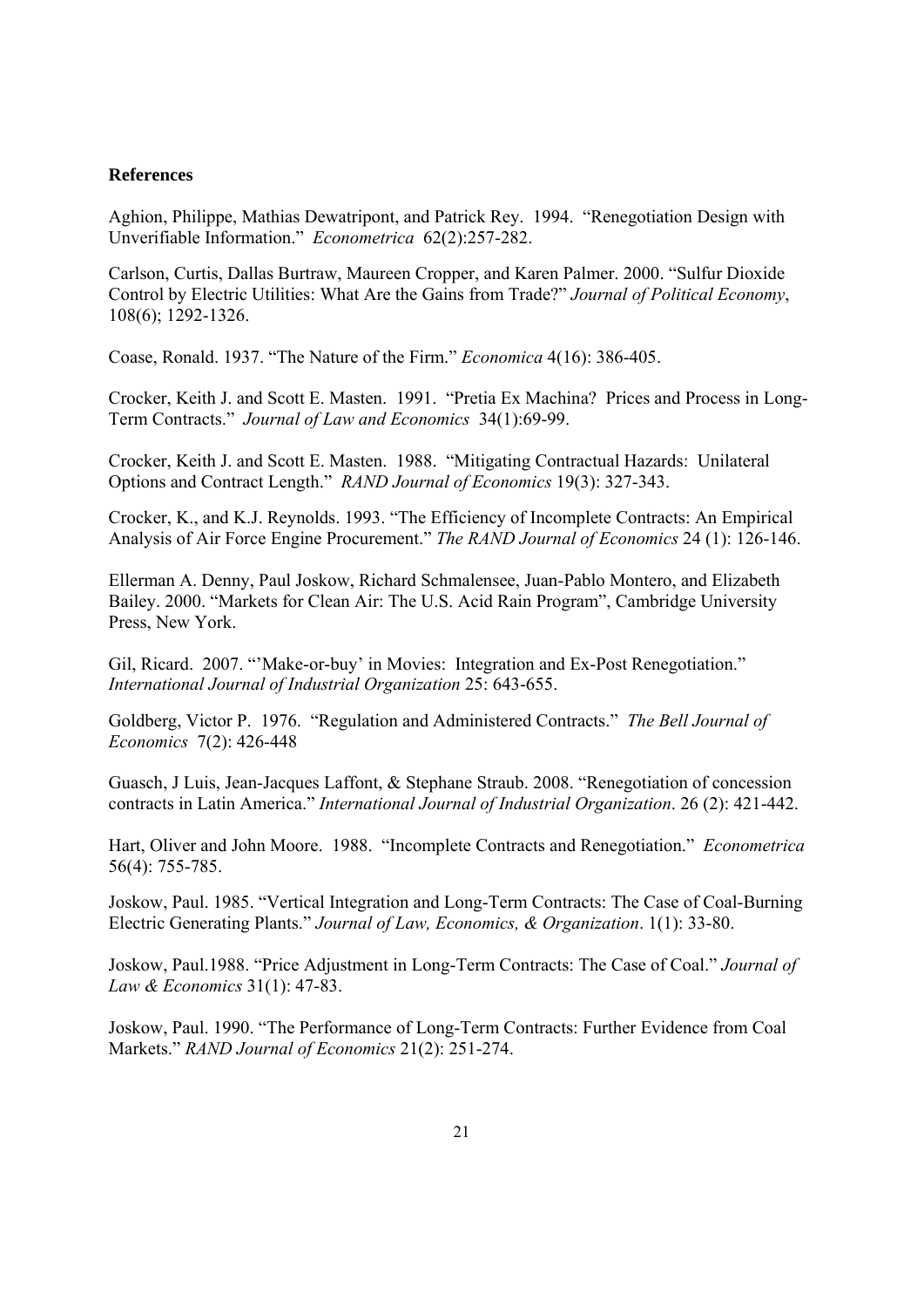**References**

Aghion, Philippe, Mathias Dewatripont, and Patrick Rey. 1994. "Renegotiation Design with Unverifiable Information." *Econometrica* 62(2):257-282.

Carlson, Curtis, Dallas Burtraw, Maureen Cropper, and Karen Palmer. 2000. "Sulfur Dioxide Control by Electric Utilities: What Are the Gains from Trade?" *Journal of Political Economy*, 108(6); 1292-1326.

Coase, Ronald. 1937. "The Nature of the Firm." *Economica* 4(16): 386-405.

Crocker, Keith J. and Scott E. Masten. 1991. "Pretia Ex Machina? Prices and Process in Long-Term Contracts." *Journal of Law and Economics* 34(1):69-99.

Crocker, Keith J. and Scott E. Masten. 1988. "Mitigating Contractual Hazards: Unilateral Options and Contract Length." *RAND Journal of Economics* 19(3): 327-343.

Crocker, K., and K.J. Reynolds. 1993. "The Efficiency of Incomplete Contracts: An Empirical Analysis of Air Force Engine Procurement." *The RAND Journal of Economics* 24 (1): 126-146.

Ellerman A. Denny, Paul Joskow, Richard Schmalensee, Juan-Pablo Montero, and Elizabeth Bailey. 2000. "Markets for Clean Air: The U.S. Acid Rain Program", Cambridge University Press, New York.

Gil, Ricard. 2007. "'Make-or-buy' in Movies: Integration and Ex-Post Renegotiation." *International Journal of Industrial Organization* 25: 643-655.

Goldberg, Victor P. 1976. "Regulation and Administered Contracts." *The Bell Journal of Economics* 7(2): 426-448

Guasch, J Luis, Jean-Jacques Laffont, & Stephane Straub. 2008. "Renegotiation of concession contracts in Latin America." *International Journal of Industrial Organization*. 26 (2): 421-442.

Hart, Oliver and John Moore. 1988. "Incomplete Contracts and Renegotiation." *Econometrica* 56(4): 755-785.

Joskow, Paul. 1985. "Vertical Integration and Long-Term Contracts: The Case of Coal-Burning Electric Generating Plants." *Journal of Law, Economics, & Organization*. 1(1): 33-80.

Joskow, Paul.1988. "Price Adjustment in Long-Term Contracts: The Case of Coal." *Journal of Law & Economics* 31(1): 47-83.

Joskow, Paul. 1990. "The Performance of Long-Term Contracts: Further Evidence from Coal Markets." *RAND Journal of Economics* 21(2): 251-274.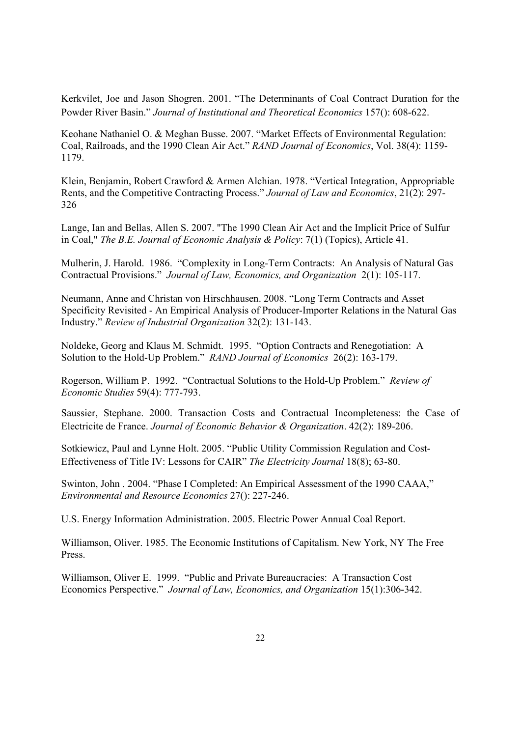Kerkvilet, Joe and Jason Shogren. 2001. "The Determinants of Coal Contract Duration for the Powder River Basin." *Journal of Institutional and Theoretical Economics* 157(): 608-622.

Keohane Nathaniel O. & Meghan Busse. 2007. "Market Effects of Environmental Regulation: Coal, Railroads, and the 1990 Clean Air Act." *RAND Journal of Economics*, Vol. 38(4): 1159-1179.

Klein, Benjamin, Robert Crawford & Armen Alchian. 1978. "Vertical Integration, Appropriable Rents, and the Competitive Contracting Process." *Journal of Law and Economics*, 21(2): 297-326

Lange, Ian and Bellas, Allen S. 2007. "The 1990 Clean Air Act and the Implicit Price of Sulfur in Coal," *The B.E. Journal of Economic Analysis & Policy*: 7(1) (Topics), Article 41.

Mulherin, J. Harold. 1986. "Complexity in Long-Term Contracts: An Analysis of Natural Gas Contractual Provisions." *Journal of Law, Economics, and Organization* 2(1): 105-117.

Neumann, Anne and Christan von Hirschhausen. 2008. "Long Term Contracts and Asset Specificity Revisited - An Empirical Analysis of Producer-Importer Relations in the Natural Gas Industry." *Review of Industrial Organization* 32(2): 131-143.

Noldeke, Georg and Klaus M. Schmidt. 1995. "Option Contracts and Renegotiation: A Solution to the Hold-Up Problem." *RAND Journal of Economics* 26(2): 163-179.

Rogerson, William P. 1992. "Contractual Solutions to the Hold-Up Problem." *Review of Economic Studies* 59(4): 777-793.

Saussier, Stephane. 2000. Transaction Costs and Contractual Incompleteness: the Case of Electricite de France. *Journal of Economic Behavior & Organization*. 42(2): 189-206.

Sotkiewicz, Paul and Lynne Holt. 2005. "Public Utility Commission Regulation and Cost-Effectiveness of Title IV: Lessons for CAIR" *The Electricity Journal* 18(8); 63-80.

Swinton, John . 2004. "Phase I Completed: An Empirical Assessment of the 1990 CAAA," *Environmental and Resource Economics* 27(): 227-246.

U.S. Energy Information Administration. 2005. Electric Power Annual Coal Report.

Williamson, Oliver. 1985. The Economic Institutions of Capitalism. New York, NY The Free Press.

Williamson, Oliver E. 1999. "Public and Private Bureaucracies: A Transaction Cost Economics Perspective." *Journal of Law, Economics, and Organization* 15(1):306-342.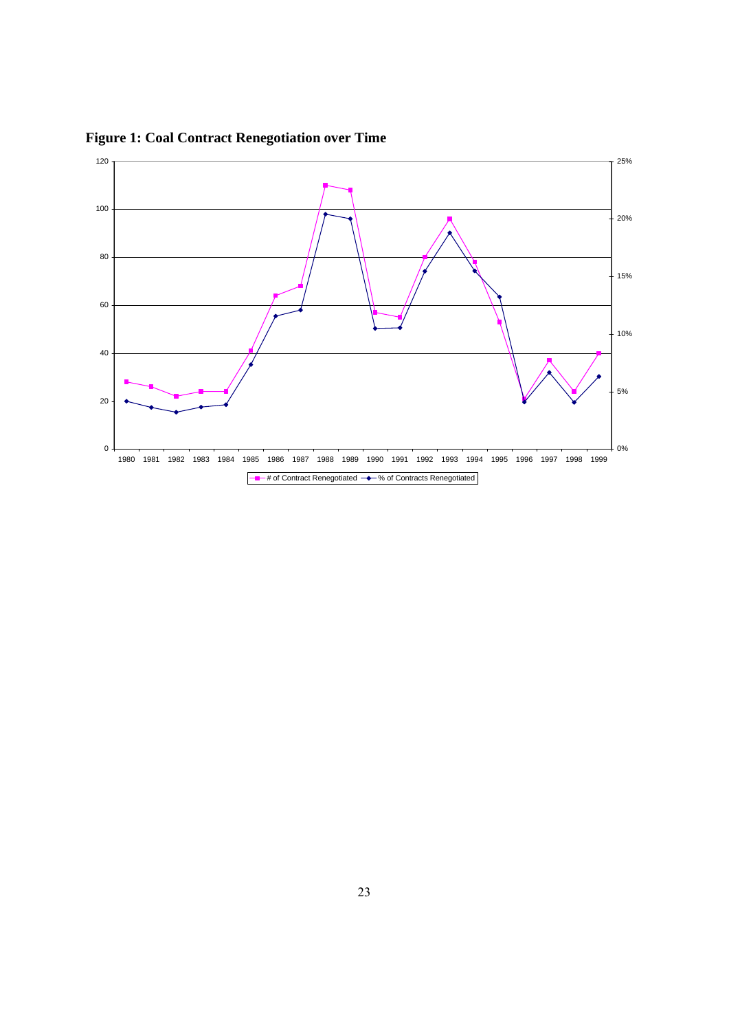**Figure 1: Coal Contract Renegotiation over Time**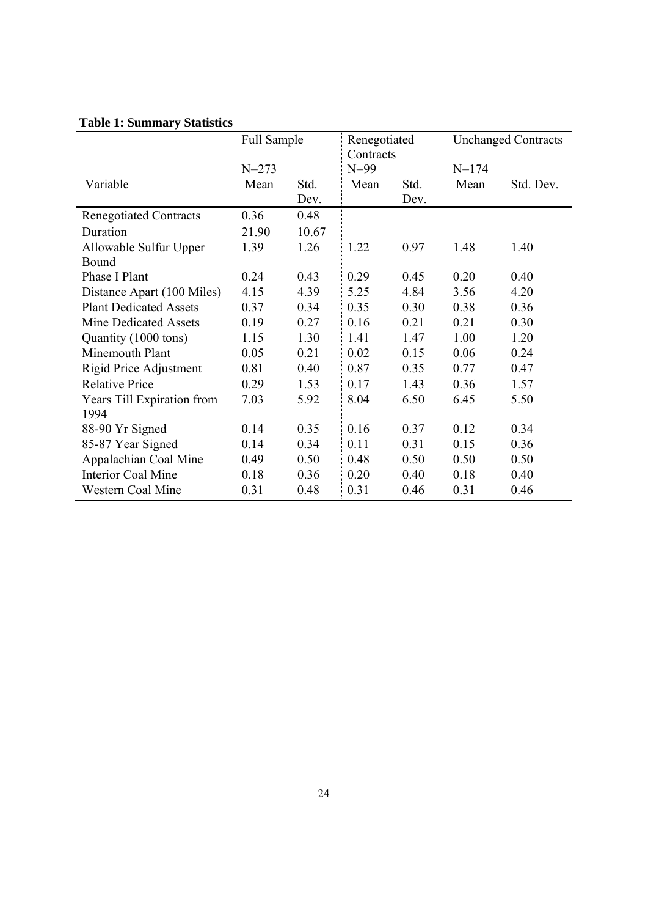**Table 1: Summary Statistics**

| | Full Sample | | Renegotiated Contracts | | Unchanged Contracts | |
|---|---|---|---|---|---|---|
| | N=273 | | N=99 | | N=174 | |
| Variable | Mean | Std. Dev. | Mean | Std. Dev. | Mean | Std. Dev. |
| Renegotiated Contracts | 0.36 | 0.48 | | | | |
| Duration | 21.90 | 10.67 | | | | |
| Allowable Sulfur Upper Bound | 1.39 | 1.26 | 1.22 | 0.97 | 1.48 | 1.40 |
| Phase I Plant | 0.24 | 0.43 | 0.29 | 0.45 | 0.20 | 0.40 |
| Distance Apart (100 Miles) | 4.15 | 4.39 | 5.25 | 4.84 | 3.56 | 4.20 |
| Plant Dedicated Assets | 0.37 | 0.34 | 0.35 | 0.30 | 0.38 | 0.36 |
| Mine Dedicated Assets | 0.19 | 0.27 | 0.16 | 0.21 | 0.21 | 0.30 |
| Quantity (1000 tons) | 1.15 | 1.30 | 1.41 | 1.47 | 1.00 | 1.20 |
| Minemouth Plant | 0.05 | 0.21 | 0.02 | 0.15 | 0.06 | 0.24 |
| Rigid Price Adjustment | 0.81 | 0.40 | 0.87 | 0.35 | 0.77 | 0.47 |
| Relative Price | 0.29 | 1.53 | 0.17 | 1.43 | 0.36 | 1.57 |
| Years Till Expiration from 1994 | 7.03 | 5.92 | 8.04 | 6.50 | 6.45 | 5.50 |
| 88-90 Yr Signed | 0.14 | 0.35 | 0.16 | 0.37 | 0.12 | 0.34 |
| 85-87 Year Signed | 0.14 | 0.34 | 0.11 | 0.31 | 0.15 | 0.36 |
| Appalachian Coal Mine | 0.49 | 0.50 | 0.48 | 0.50 | 0.50 | 0.50 |
| Interior Coal Mine | 0.18 | 0.36 | 0.20 | 0.40 | 0.18 | 0.40 |
| Western Coal Mine | 0.31 | 0.48 | 0.31 | 0.46 | 0.31 | 0.46 |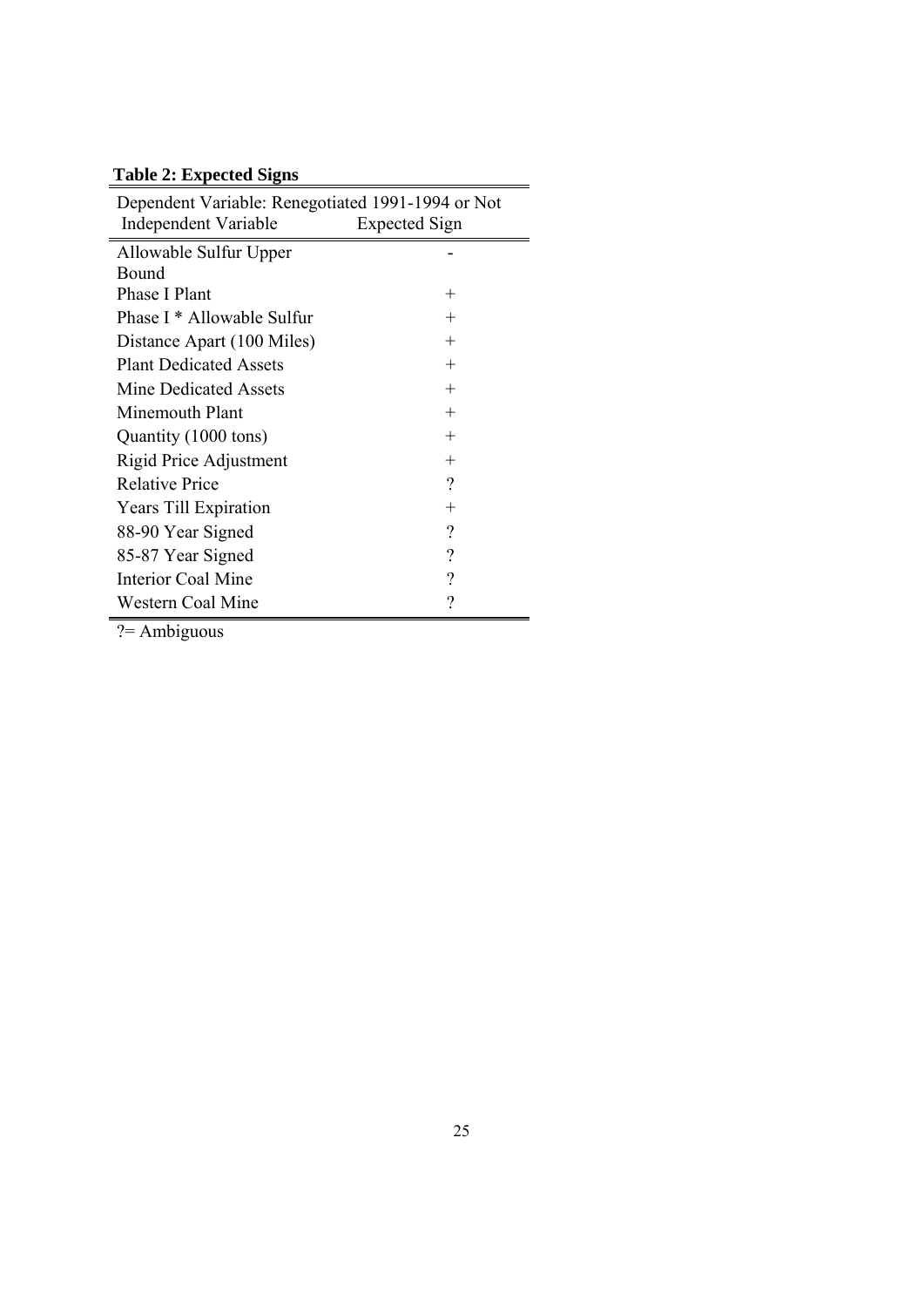**Table 2: Expected Signs**

| Dependent Variable: Renegotiated 1991-1994 or Not | |
|---|---|
| Independent Variable | Expected Sign |
| Allowable Sulfur Upper Bound | - |
| Phase I Plant | + |
| Phase I * Allowable Sulfur | + |
| Distance Apart (100 Miles) | + |
| Plant Dedicated Assets | + |
| Mine Dedicated Assets | + |
| Minemouth Plant | + |
| Quantity (1000 tons) | + |
| Rigid Price Adjustment | + |
| Relative Price | ? |
| Years Till Expiration | + |
| 88-90 Year Signed | ? |
| 85-87 Year Signed | ? |
| Interior Coal Mine | ? |
| Western Coal Mine | ? |

?= Ambiguous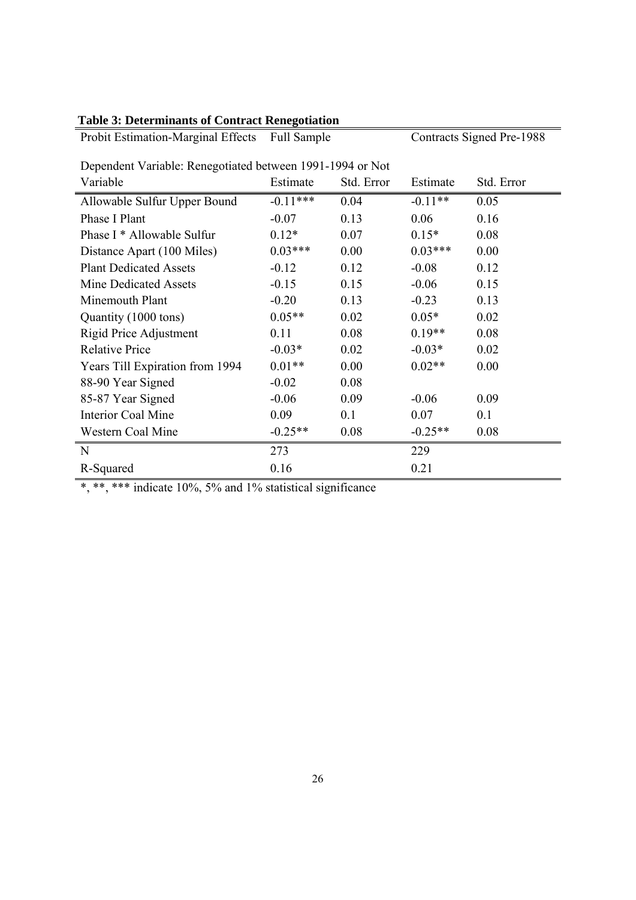**Table 3: Determinants of Contract Renegotiation**

| Probit Estimation-Marginal Effects | Full Sample | | Contracts Signed Pre-1988 | |
|---|---|---|---|---|
| Dependent Variable: Renegotiated between 1991-1994 or Not | | | | |
| Variable | Estimate | Std. Error | Estimate | Std. Error |
| Allowable Sulfur Upper Bound | -0.11*** | 0.04 | -0.11** | 0.05 |
| Phase I Plant | -0.07 | 0.13 | 0.06 | 0.16 |
| Phase I * Allowable Sulfur | 0.12* | 0.07 | 0.15* | 0.08 |
| Distance Apart (100 Miles) | 0.03*** | 0.00 | 0.03*** | 0.00 |
| Plant Dedicated Assets | -0.12 | 0.12 | -0.08 | 0.12 |
| Mine Dedicated Assets | -0.15 | 0.15 | -0.06 | 0.15 |
| Minemouth Plant | -0.20 | 0.13 | -0.23 | 0.13 |
| Quantity (1000 tons) | 0.05** | 0.02 | 0.05* | 0.02 |
| Rigid Price Adjustment | 0.11 | 0.08 | 0.19** | 0.08 |
| Relative Price | -0.03* | 0.02 | -0.03* | 0.02 |
| Years Till Expiration from 1994 | 0.01** | 0.00 | 0.02** | 0.00 |
| 88-90 Year Signed | -0.02 | 0.08 | | |
| 85-87 Year Signed | -0.06 | 0.09 | -0.06 | 0.09 |
| Interior Coal Mine | 0.09 | 0.1 | 0.07 | 0.1 |
| Western Coal Mine | -0.25** | 0.08 | -0.25** | 0.08 |
| N | 273 | | 229 | |
| R-Squared | 0.16 | | 0.21 | |

*, **, *** indicate 10%, 5% and 1% statistical significance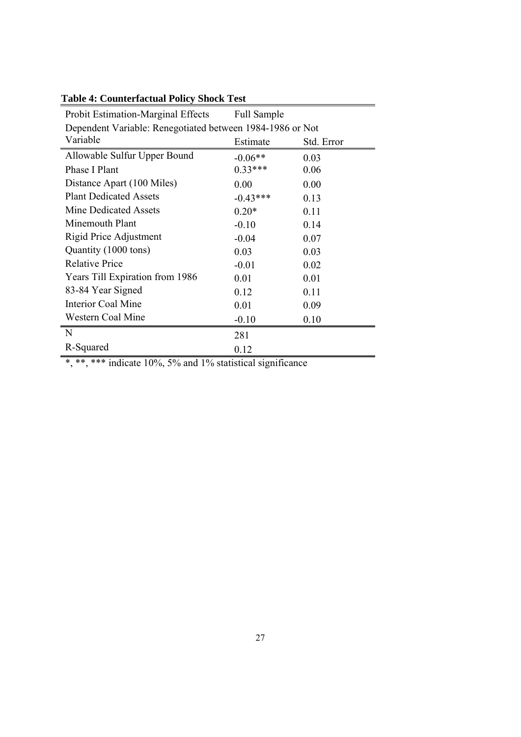**Table 4: Counterfactual Policy Shock Test**

| Probit Estimation-Marginal Effects | Full Sample | |
|---|---|---|
| Dependent Variable: Renegotiated between 1984-1986 or Not | | |
| Variable | Estimate | Std. Error |
| Allowable Sulfur Upper Bound | -0.06** | 0.03 |
| Phase I Plant | 0.33*** | 0.06 |
| Distance Apart (100 Miles) | 0.00 | 0.00 |
| Plant Dedicated Assets | -0.43*** | 0.13 |
| Mine Dedicated Assets | 0.20* | 0.11 |
| Minemouth Plant | -0.10 | 0.14 |
| Rigid Price Adjustment | -0.04 | 0.07 |
| Quantity (1000 tons) | 0.03 | 0.03 |
| Relative Price | -0.01 | 0.02 |
| Years Till Expiration from 1986 | 0.01 | 0.01 |
| 83-84 Year Signed | 0.12 | 0.11 |
| Interior Coal Mine | 0.01 | 0.09 |
| Western Coal Mine | -0.10 | 0.10 |
| N | 281 | |
| R-Squared | 0.12 | |

*, **, *** indicate 10%, 5% and 1% statistical significance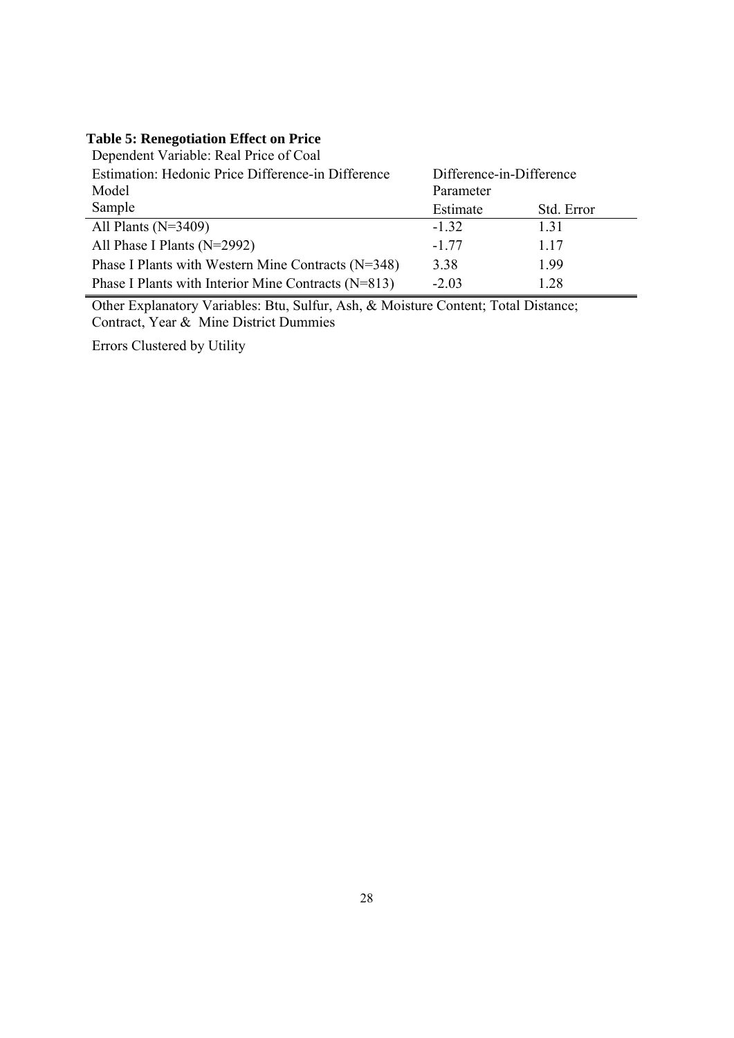**Table 5: Renegotiation Effect on Price**

| Dependent Variable: Real Price of Coal | | |
|---|---|---|
| Estimation: Hedonic Price Difference-in Difference Model | Difference-in-Difference Parameter | |
| Sample | Estimate | Std. Error |
| All Plants (N=3409) | -1.32 | 1.31 |
| All Phase I Plants (N=2992) | -1.77 | 1.17 |
| Phase I Plants with Western Mine Contracts (N=348) | 3.38 | 1.99 |
| Phase I Plants with Interior Mine Contracts (N=813) | -2.03 | 1.28 |

Other Explanatory Variables: Btu, Sulfur, Ash, & Moisture Content; Total Distance; Contract, Year & Mine District Dummies

Errors Clustered by Utility